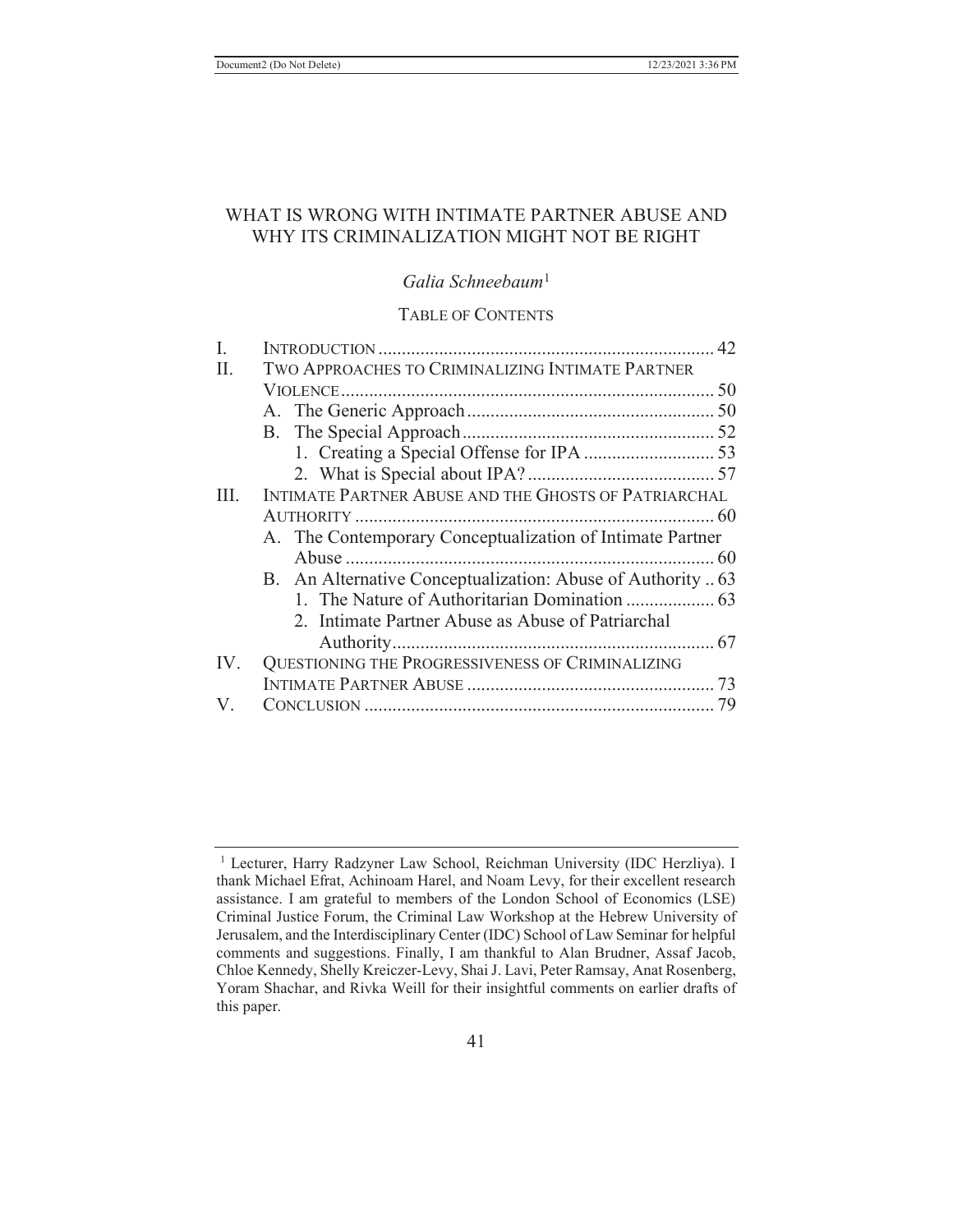# WHAT IS WRONG WITH INTIMATE PARTNER ABUSE AND WHY ITS CRIMINALIZATION MIGHT NOT BE RIGHT

*Galia Schneebaum*[1]

## TABLE OF CONTENTS

| | | |
|---|---|---|
| I. | INTRODUCTION | 42 |
| II. | TWO APPROACHES TO CRIMINALIZING INTIMATE PARTNER VIOLENCE | 50 |
| | A. The Generic Approach | 50 |
| | B. The Special Approach | 52 |
| | 1. Creating a Special Offense for IPA | 53 |
| | 2. What is Special about IPA? | 57 |
| III. | INTIMATE PARTNER ABUSE AND THE GHOSTS OF PATRIARCHAL AUTHORITY | 60 |
| | A. The Contemporary Conceptualization of Intimate Partner Abuse | 60 |
| | B. An Alternative Conceptualization: Abuse of Authority | 63 |
| | 1. The Nature of Authoritarian Domination | 63 |
| | 2. Intimate Partner Abuse as Abuse of Patriarchal Authority | 67 |
| IV. | QUESTIONING THE PROGRESSIVENESS OF CRIMINALIZING INTIMATE PARTNER ABUSE | 73 |
| V. | CONCLUSION | 79 |

---

[1] Lecturer, Harry Radzyner Law School, Reichman University (IDC Herzliya). I thank Michael Efrat, Achinoam Harel, and Noam Levy, for their excellent research assistance. I am grateful to members of the London School of Economics (LSE) Criminal Justice Forum, the Criminal Law Workshop at the Hebrew University of Jerusalem, and the Interdisciplinary Center (IDC) School of Law Seminar for helpful comments and suggestions. Finally, I am thankful to Alan Brudner, Assaf Jacob, Chloe Kennedy, Shelly Kreiczer-Levy, Shai J. Lavi, Peter Ramsay, Anat Rosenberg, Yoram Shachar, and Rivka Weill for their insightful comments on earlier drafts of this paper.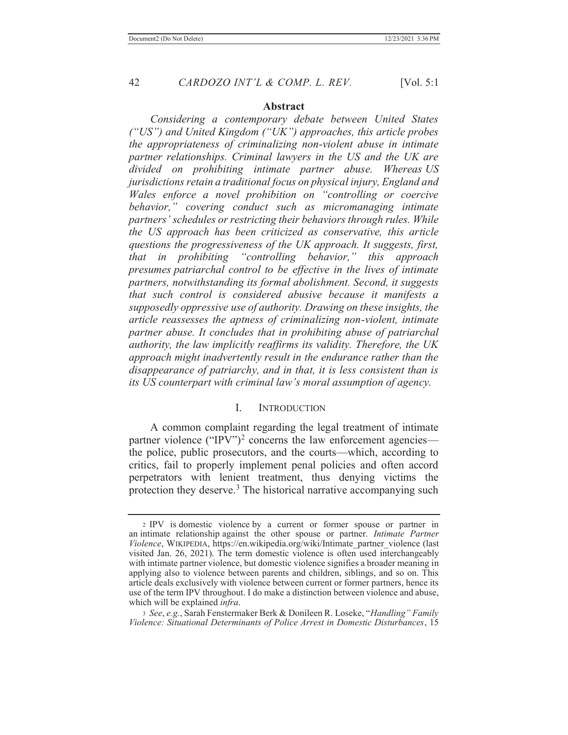## Abstract

*Considering a contemporary debate between United States ("US") and United Kingdom ("UK") approaches, this article probes the appropriateness of criminalizing non-violent abuse in intimate partner relationships. Criminal lawyers in the US and the UK are divided on prohibiting intimate partner abuse. Whereas US jurisdictions retain a traditional focus on physical injury, England and Wales enforce a novel prohibition on "controlling or coercive behavior," covering conduct such as micromanaging intimate partners' schedules or restricting their behaviors through rules. While the US approach has been criticized as conservative, this article questions the progressiveness of the UK approach. It suggests, first, that in prohibiting "controlling behavior," this approach presumes patriarchal control to be effective in the lives of intimate partners, notwithstanding its formal abolishment. Second, it suggests that such control is considered abusive because it manifests a supposedly oppressive use of authority. Drawing on these insights, the article reassesses the aptness of criminalizing non-violent, intimate partner abuse. It concludes that in prohibiting abuse of patriarchal authority, the law implicitly reaffirms its validity. Therefore, the UK approach might inadvertently result in the endurance rather than the disappearance of patriarchy, and in that, it is less consistent than is its US counterpart with criminal law's moral assumption of agency.*

## I. INTRODUCTION

A common complaint regarding the legal treatment of intimate partner violence ("IPV")[2] concerns the law enforcement agencies—the police, public prosecutors, and the courts—which, according to critics, fail to properly implement penal policies and often accord perpetrators with lenient treatment, thus denying victims the protection they deserve.[3] The historical narrative accompanying such

---

[2] IPV is domestic violence by a current or former spouse or partner in an intimate relationship against the other spouse or partner. *Intimate Partner Violence*, WIKIPEDIA, https://en.wikipedia.org/wiki/Intimate_partner_violence (last visited Jan. 26, 2021). The term domestic violence is often used interchangeably with intimate partner violence, but domestic violence signifies a broader meaning in applying also to violence between parents and children, siblings, and so on. This article deals exclusively with violence between current or former partners, hence its use of the term IPV throughout. I do make a distinction between violence and abuse, which will be explained *infra*.

[3] *See*, *e.g.*, Sarah Fenstermaker Berk & Donileen R. Loseke, "*Handling" Family Violence: Situational Determinants of Police Arrest in Domestic Disturbances*, 15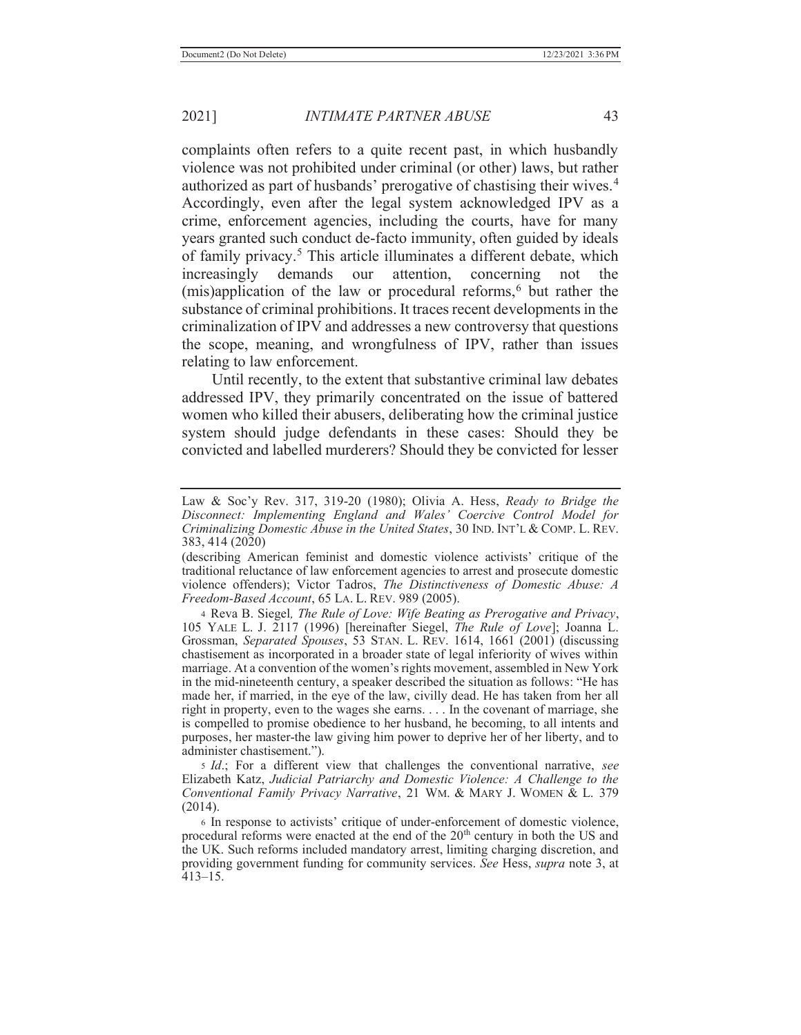complaints often refers to a quite recent past, in which husbandly violence was not prohibited under criminal (or other) laws, but rather authorized as part of husbands' prerogative of chastising their wives.[4] Accordingly, even after the legal system acknowledged IPV as a crime, enforcement agencies, including the courts, have for many years granted such conduct de-facto immunity, often guided by ideals of family privacy.[5] This article illuminates a different debate, which increasingly demands our attention, concerning not the (mis)application of the law or procedural reforms,[6] but rather the substance of criminal prohibitions. It traces recent developments in the criminalization of IPV and addresses a new controversy that questions the scope, meaning, and wrongfulness of IPV, rather than issues relating to law enforcement.

Until recently, to the extent that substantive criminal law debates addressed IPV, they primarily concentrated on the issue of battered women who killed their abusers, deliberating how the criminal justice system should judge defendants in these cases: Should they be convicted and labelled murderers? Should they be convicted for lesser

---

Law & Soc'y Rev. 317, 319-20 (1980); Olivia A. Hess, *Ready to Bridge the Disconnect: Implementing England and Wales' Coercive Control Model for Criminalizing Domestic Abuse in the United States*, 30 IND. INT'L & COMP. L. REV. 383, 414 (2020)

(describing American feminist and domestic violence activists' critique of the traditional reluctance of law enforcement agencies to arrest and prosecute domestic violence offenders); Victor Tadros, *The Distinctiveness of Domestic Abuse: A Freedom-Based Account*, 65 LA. L. REV. 989 (2005).

[4] Reva B. Siegel*, The Rule of Love: Wife Beating as Prerogative and Privacy*, 105 YALE L. J. 2117 (1996) [hereinafter Siegel, *The Rule of Love*]; Joanna L. Grossman, *Separated Spouses*, 53 STAN. L. REV. 1614, 1661 (2001) (discussing chastisement as incorporated in a broader state of legal inferiority of wives within marriage. At a convention of the women's rights movement, assembled in New York in the mid-nineteenth century, a speaker described the situation as follows: "He has made her, if married, in the eye of the law, civilly dead. He has taken from her all right in property, even to the wages she earns. . . . In the covenant of marriage, she is compelled to promise obedience to her husband, he becoming, to all intents and purposes, her master-the law giving him power to deprive her of her liberty, and to administer chastisement.").

[5] *Id*.; For a different view that challenges the conventional narrative, *see* Elizabeth Katz, *Judicial Patriarchy and Domestic Violence: A Challenge to the Conventional Family Privacy Narrative*, 21 WM. & MARY J. WOMEN & L. 379 (2014).

[6] In response to activists' critique of under-enforcement of domestic violence, procedural reforms were enacted at the end of the 20th century in both the US and the UK. Such reforms included mandatory arrest, limiting charging discretion, and providing government funding for community services. *See* Hess, *supra* note 3, at 413–15.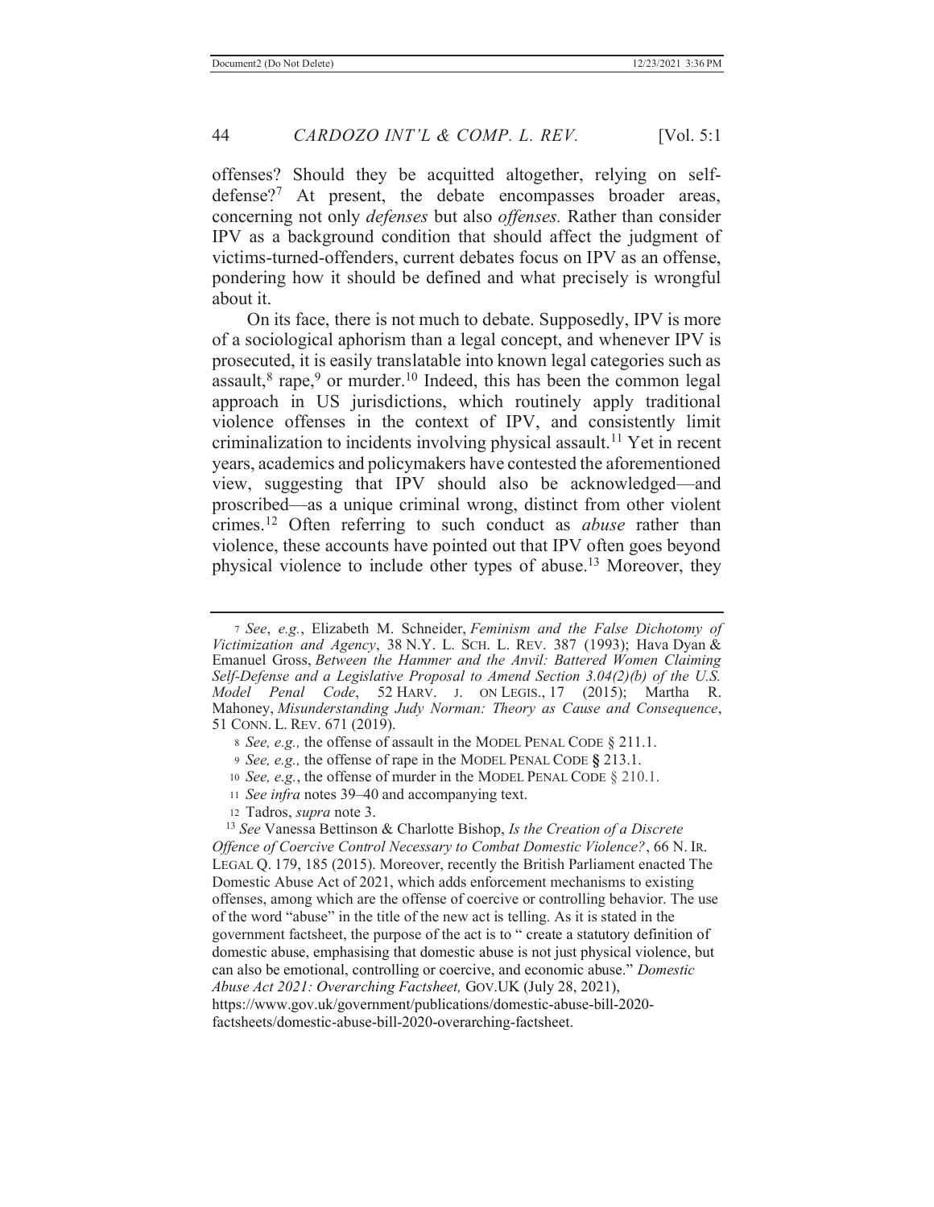offenses? Should they be acquitted altogether, relying on self-defense?[7] At present, the debate encompasses broader areas, concerning not only *defenses* but also *offenses.* Rather than consider IPV as a background condition that should affect the judgment of victims-turned-offenders, current debates focus on IPV as an offense, pondering how it should be defined and what precisely is wrongful about it.

On its face, there is not much to debate. Supposedly, IPV is more of a sociological aphorism than a legal concept, and whenever IPV is prosecuted, it is easily translatable into known legal categories such as assault,[8] rape,[9] or murder.[10] Indeed, this has been the common legal approach in US jurisdictions, which routinely apply traditional violence offenses in the context of IPV, and consistently limit criminalization to incidents involving physical assault.[11] Yet in recent years, academics and policymakers have contested the aforementioned view, suggesting that IPV should also be acknowledged—and proscribed—as a unique criminal wrong, distinct from other violent crimes.[12] Often referring to such conduct as *abuse* rather than violence, these accounts have pointed out that IPV often goes beyond physical violence to include other types of abuse.[13] Moreover, they

---

7 *See*, *e.g.*, Elizabeth M. Schneider, *Feminism and the False Dichotomy of Victimization and Agency*, 38 N.Y. L. SCH. L. REV. 387 (1993); Hava Dyan & Emanuel Gross, *Between the Hammer and the Anvil: Battered Women Claiming Self-Defense and a Legislative Proposal to Amend Section 3.04(2)(b) of the U.S. Model Penal Code*, 52 HARV. J. ON LEGIS., 17 (2015); Martha R. Mahoney, *Misunderstanding Judy Norman: Theory as Cause and Consequence*, 51 CONN. L. REV. 671 (2019).

8 *See, e.g.,* the offense of assault in the MODEL PENAL CODE § 211.1.

9 *See, e.g.,* the offense of rape in the MODEL PENAL CODE **§** 213.1.

10 *See, e.g.*, the offense of murder in the MODEL PENAL CODE § 210.1.

11 *See infra* notes 39–40 and accompanying text.

12 Tadros, *supra* note 3.

13 *See* Vanessa Bettinson & Charlotte Bishop, *Is the Creation of a Discrete Offence of Coercive Control Necessary to Combat Domestic Violence?*, 66 N. IR. LEGAL Q. 179, 185 (2015). Moreover, recently the British Parliament enacted The Domestic Abuse Act of 2021, which adds enforcement mechanisms to existing offenses, among which are the offense of coercive or controlling behavior. The use of the word "abuse" in the title of the new act is telling. As it is stated in the government factsheet, the purpose of the act is to " create a statutory definition of domestic abuse, emphasising that domestic abuse is not just physical violence, but can also be emotional, controlling or coercive, and economic abuse." *Domestic Abuse Act 2021: Overarching Factsheet,* GOV.UK (July 28, 2021), https://www.gov.uk/government/publications/domestic-abuse-bill-2020-factsheets/domestic-abuse-bill-2020-overarching-factsheet.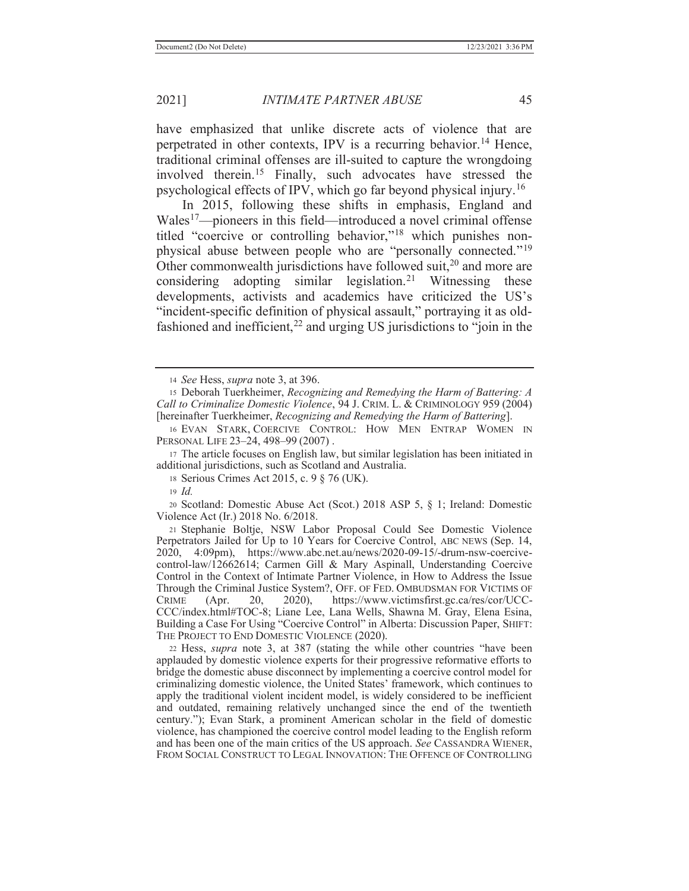have emphasized that unlike discrete acts of violence that are perpetrated in other contexts, IPV is a recurring behavior.[14] Hence, traditional criminal offenses are ill-suited to capture the wrongdoing involved therein.[15] Finally, such advocates have stressed the psychological effects of IPV, which go far beyond physical injury.[16]

In 2015, following these shifts in emphasis, England and Wales[17]—pioneers in this field—introduced a novel criminal offense titled "coercive or controlling behavior,"[18] which punishes non-physical abuse between people who are "personally connected."[19] Other commonwealth jurisdictions have followed suit,[20] and more are considering adopting similar legislation.[21] Witnessing these developments, activists and academics have criticized the US's "incident-specific definition of physical assault," portraying it as old-fashioned and inefficient,[22] and urging US jurisdictions to "join in the

---

14 *See* Hess, *supra* note 3, at 396.

15 Deborah Tuerkheimer, *Recognizing and Remedying the Harm of Battering: A Call to Criminalize Domestic Violence*, 94 J. CRIM. L. & CRIMINOLOGY 959 (2004) [hereinafter Tuerkheimer, *Recognizing and Remedying the Harm of Battering*].

16 EVAN STARK, COERCIVE CONTROL: HOW MEN ENTRAP WOMEN IN PERSONAL LIFE 23–24, 498–99 (2007) .

17 The article focuses on English law, but similar legislation has been initiated in additional jurisdictions, such as Scotland and Australia.

18 Serious Crimes Act 2015, c. 9 § 76 (UK).

19 *Id.*

20 Scotland: Domestic Abuse Act (Scot.) 2018 ASP 5, § 1; Ireland: Domestic Violence Act (Ir.) 2018 No. 6/2018.

21 Stephanie Boltje, NSW Labor Proposal Could See Domestic Violence Perpetrators Jailed for Up to 10 Years for Coercive Control, ABC NEWS (Sep. 14, 2020, 4:09pm), https://www.abc.net.au/news/2020-09-15/-drum-nsw-coercive-control-law/12662614; Carmen Gill & Mary Aspinall, Understanding Coercive Control in the Context of Intimate Partner Violence, in How to Address the Issue Through the Criminal Justice System?, OFF. OF FED. OMBUDSMAN FOR VICTIMS OF CRIME (Apr. 20, 2020), https://www.victimsfirst.gc.ca/res/cor/UCC-CCC/index.html#TOC-8; Liane Lee, Lana Wells, Shawna M. Gray, Elena Esina, Building a Case For Using "Coercive Control" in Alberta: Discussion Paper, SHIFT: THE PROJECT TO END DOMESTIC VIOLENCE (2020).

22 Hess, *supra* note 3, at 387 (stating the while other countries "have been applauded by domestic violence experts for their progressive reformative efforts to bridge the domestic abuse disconnect by implementing a coercive control model for criminalizing domestic violence, the United States' framework, which continues to apply the traditional violent incident model, is widely considered to be inefficient and outdated, remaining relatively unchanged since the end of the twentieth century."); Evan Stark, a prominent American scholar in the field of domestic violence, has championed the coercive control model leading to the English reform and has been one of the main critics of the US approach. *See* CASSANDRA WIENER, FROM SOCIAL CONSTRUCT TO LEGAL INNOVATION: THE OFFENCE OF CONTROLLING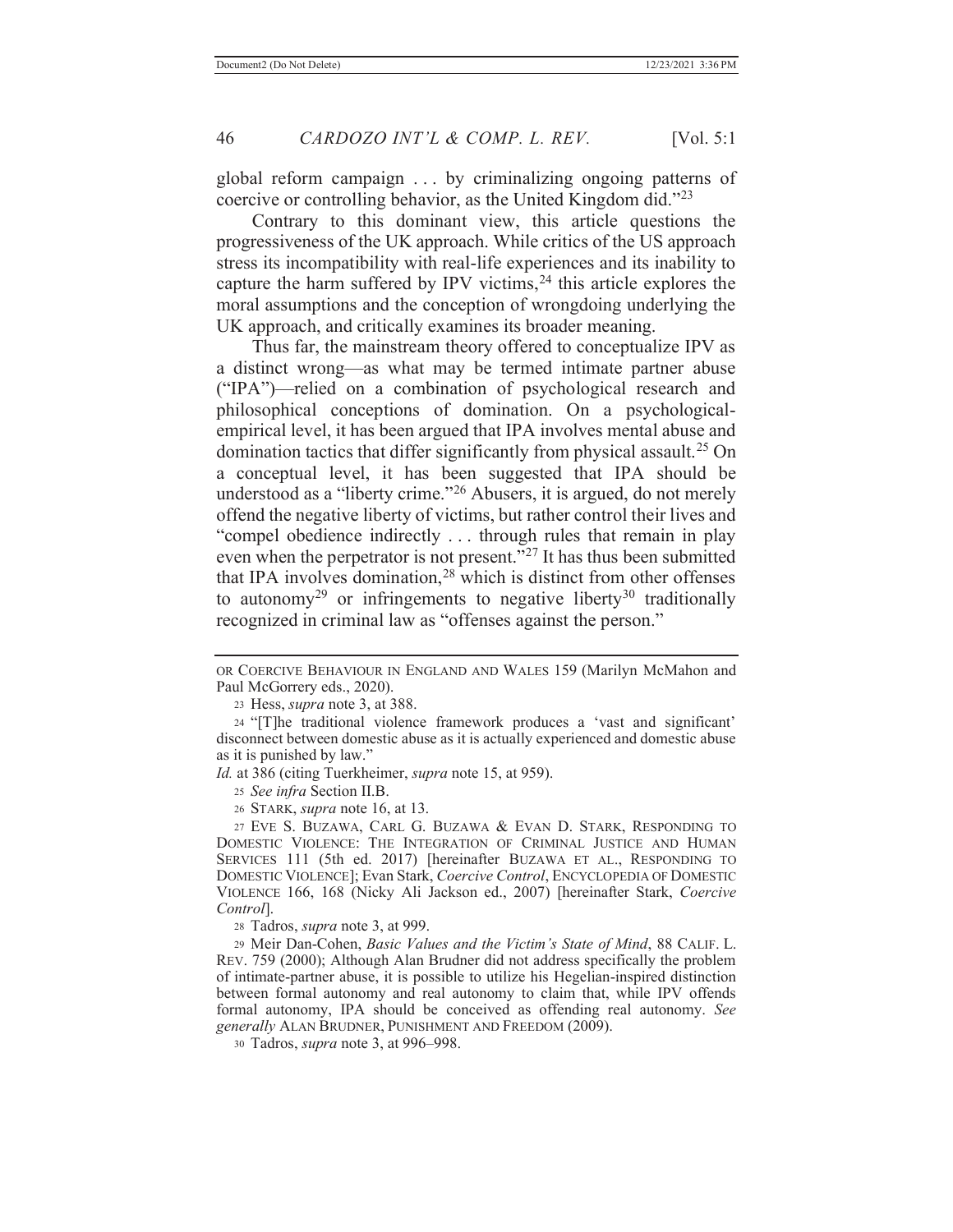global reform campaign . . . by criminalizing ongoing patterns of coercive or controlling behavior, as the United Kingdom did."[23]

Contrary to this dominant view, this article questions the progressiveness of the UK approach. While critics of the US approach stress its incompatibility with real-life experiences and its inability to capture the harm suffered by IPV victims,[24] this article explores the moral assumptions and the conception of wrongdoing underlying the UK approach, and critically examines its broader meaning.

Thus far, the mainstream theory offered to conceptualize IPV as a distinct wrong—as what may be termed intimate partner abuse ("IPA")—relied on a combination of psychological research and philosophical conceptions of domination. On a psychological-empirical level, it has been argued that IPA involves mental abuse and domination tactics that differ significantly from physical assault.[25] On a conceptual level, it has been suggested that IPA should be understood as a "liberty crime."[26] Abusers, it is argued, do not merely offend the negative liberty of victims, but rather control their lives and "compel obedience indirectly . . . through rules that remain in play even when the perpetrator is not present."[27] It has thus been submitted that IPA involves domination,[28] which is distinct from other offenses to autonomy[29] or infringements to negative liberty[30] traditionally recognized in criminal law as "offenses against the person."

---

OR COERCIVE BEHAVIOUR IN ENGLAND AND WALES 159 (Marilyn McMahon and Paul McGorrery eds., 2020).

23 Hess, *supra* note 3, at 388.

24 "[T]he traditional violence framework produces a 'vast and significant' disconnect between domestic abuse as it is actually experienced and domestic abuse as it is punished by law."

*Id.* at 386 (citing Tuerkheimer, *supra* note 15, at 959).

25 *See infra* Section II.B.

26 STARK, *supra* note 16, at 13.

27 EVE S. BUZAWA, CARL G. BUZAWA & EVAN D. STARK, RESPONDING TO DOMESTIC VIOLENCE: THE INTEGRATION OF CRIMINAL JUSTICE AND HUMAN SERVICES 111 (5th ed. 2017) [hereinafter BUZAWA ET AL., RESPONDING TO DOMESTIC VIOLENCE]; Evan Stark, *Coercive Control*, ENCYCLOPEDIA OF DOMESTIC VIOLENCE 166, 168 (Nicky Ali Jackson ed., 2007) [hereinafter Stark, *Coercive Control*].

28 Tadros, *supra* note 3, at 999.

29 Meir Dan-Cohen, *Basic Values and the Victim's State of Mind*, 88 CALIF. L. REV. 759 (2000); Although Alan Brudner did not address specifically the problem of intimate-partner abuse, it is possible to utilize his Hegelian-inspired distinction between formal autonomy and real autonomy to claim that, while IPV offends formal autonomy, IPA should be conceived as offending real autonomy. *See generally* ALAN BRUDNER, PUNISHMENT AND FREEDOM (2009).

30 Tadros, *supra* note 3, at 996–998.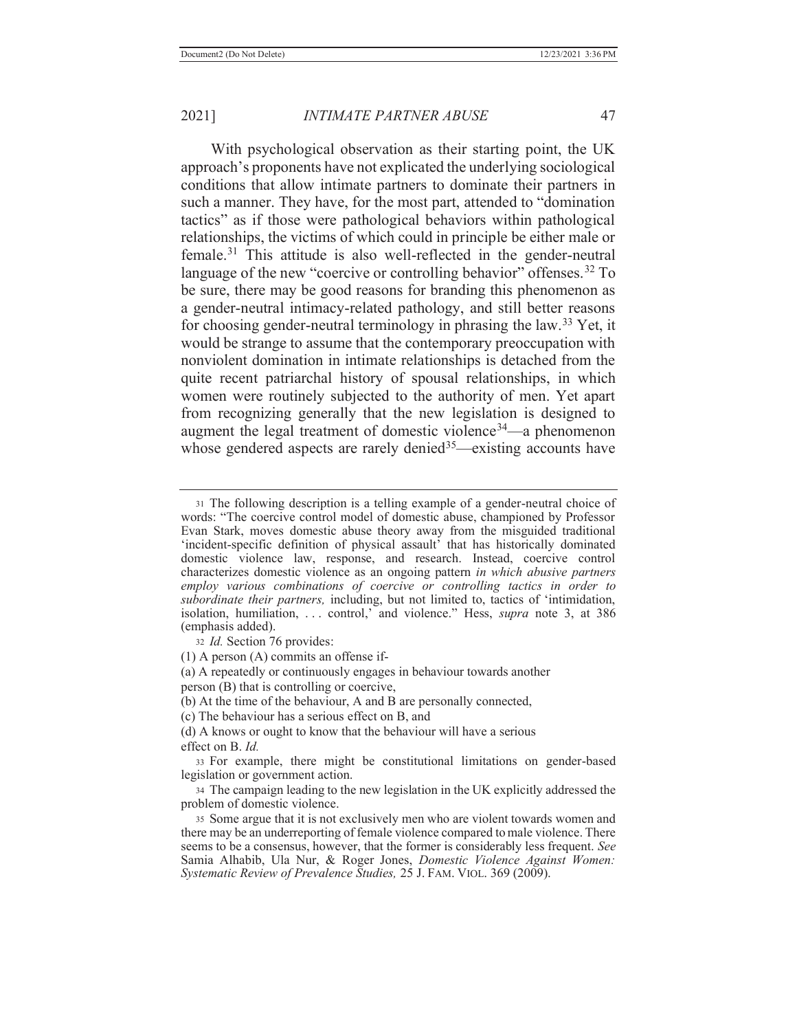With psychological observation as their starting point, the UK approach's proponents have not explicated the underlying sociological conditions that allow intimate partners to dominate their partners in such a manner. They have, for the most part, attended to "domination tactics" as if those were pathological behaviors within pathological relationships, the victims of which could in principle be either male or female.[31] This attitude is also well-reflected in the gender-neutral language of the new "coercive or controlling behavior" offenses.[32] To be sure, there may be good reasons for branding this phenomenon as a gender-neutral intimacy-related pathology, and still better reasons for choosing gender-neutral terminology in phrasing the law.[33] Yet, it would be strange to assume that the contemporary preoccupation with nonviolent domination in intimate relationships is detached from the quite recent patriarchal history of spousal relationships, in which women were routinely subjected to the authority of men. Yet apart from recognizing generally that the new legislation is designed to augment the legal treatment of domestic violence[34]—a phenomenon whose gendered aspects are rarely denied[35]—existing accounts have

---

[31] The following description is a telling example of a gender-neutral choice of words: "The coercive control model of domestic abuse, championed by Professor Evan Stark, moves domestic abuse theory away from the misguided traditional 'incident-specific definition of physical assault' that has historically dominated domestic violence law, response, and research. Instead, coercive control characterizes domestic violence as an ongoing pattern *in which abusive partners employ various combinations of coercive or controlling tactics in order to subordinate their partners,* including, but not limited to, tactics of 'intimidation, isolation, humiliation, . . . control,' and violence." Hess, *supra* note 3, at 386 (emphasis added).

[32] *Id.* Section 76 provides:

(1) A person (A) commits an offense if-

(a) A repeatedly or continuously engages in behaviour towards another person (B) that is controlling or coercive,

(b) At the time of the behaviour, A and B are personally connected,

(c) The behaviour has a serious effect on B, and

(d) A knows or ought to know that the behaviour will have a serious effect on B. *Id.*

[33] For example, there might be constitutional limitations on gender-based legislation or government action.

[34] The campaign leading to the new legislation in the UK explicitly addressed the problem of domestic violence.

[35] Some argue that it is not exclusively men who are violent towards women and there may be an underreporting of female violence compared to male violence. There seems to be a consensus, however, that the former is considerably less frequent. *See* Samia Alhabib, Ula Nur, & Roger Jones, *Domestic Violence Against Women: Systematic Review of Prevalence Studies,* 25 J. FAM. VIOL. 369 (2009).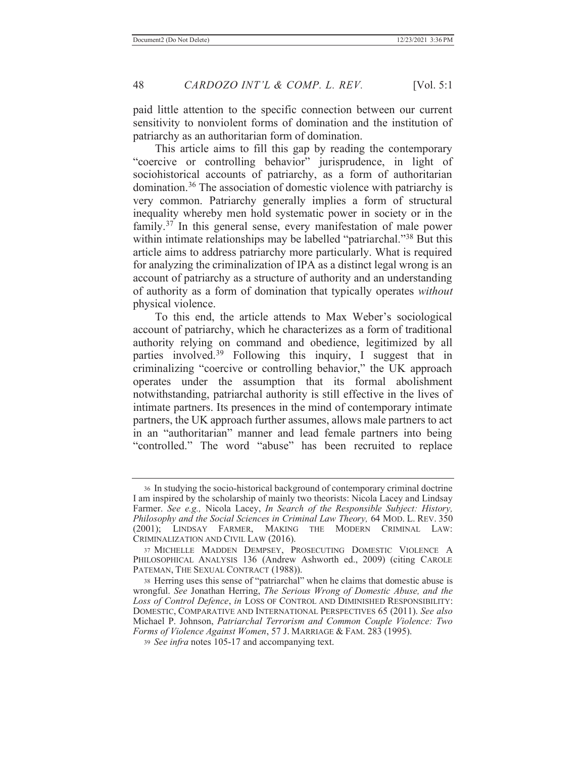paid little attention to the specific connection between our current sensitivity to nonviolent forms of domination and the institution of patriarchy as an authoritarian form of domination.

This article aims to fill this gap by reading the contemporary "coercive or controlling behavior" jurisprudence, in light of sociohistorical accounts of patriarchy, as a form of authoritarian domination.[36] The association of domestic violence with patriarchy is very common. Patriarchy generally implies a form of structural inequality whereby men hold systematic power in society or in the family.[37] In this general sense, every manifestation of male power within intimate relationships may be labelled "patriarchal."[38] But this article aims to address patriarchy more particularly. What is required for analyzing the criminalization of IPA as a distinct legal wrong is an account of patriarchy as a structure of authority and an understanding of authority as a form of domination that typically operates *without* physical violence.

To this end, the article attends to Max Weber's sociological account of patriarchy, which he characterizes as a form of traditional authority relying on command and obedience, legitimized by all parties involved.[39] Following this inquiry, I suggest that in criminalizing "coercive or controlling behavior," the UK approach operates under the assumption that its formal abolishment notwithstanding, patriarchal authority is still effective in the lives of intimate partners. Its presences in the mind of contemporary intimate partners, the UK approach further assumes, allows male partners to act in an "authoritarian" manner and lead female partners into being "controlled." The word "abuse" has been recruited to replace

---

36 In studying the socio-historical background of contemporary criminal doctrine I am inspired by the scholarship of mainly two theorists: Nicola Lacey and Lindsay Farmer. *See e.g.,* Nicola Lacey, *In Search of the Responsible Subject: History, Philosophy and the Social Sciences in Criminal Law Theory,* 64 MOD. L. REV. 350 (2001); LINDSAY FARMER, MAKING THE MODERN CRIMINAL LAW: CRIMINALIZATION AND CIVIL LAW (2016).

37 MICHELLE MADDEN DEMPSEY, PROSECUTING DOMESTIC VIOLENCE A PHILOSOPHICAL ANALYSIS 136 (Andrew Ashworth ed., 2009) (citing CAROLE PATEMAN, THE SEXUAL CONTRACT (1988)).

38 Herring uses this sense of "patriarchal" when he claims that domestic abuse is wrongful. *See* Jonathan Herring, *The Serious Wrong of Domestic Abuse, and the Loss of Control Defence*, *in* LOSS OF CONTROL AND DIMINISHED RESPONSIBILITY: DOMESTIC, COMPARATIVE AND INTERNATIONAL PERSPECTIVES 65 (2011). *See also* Michael P. Johnson, *Patriarchal Terrorism and Common Couple Violence: Two Forms of Violence Against Women*, 57 J. MARRIAGE & FAM. 283 (1995).

39 *See infra* notes 105-17 and accompanying text.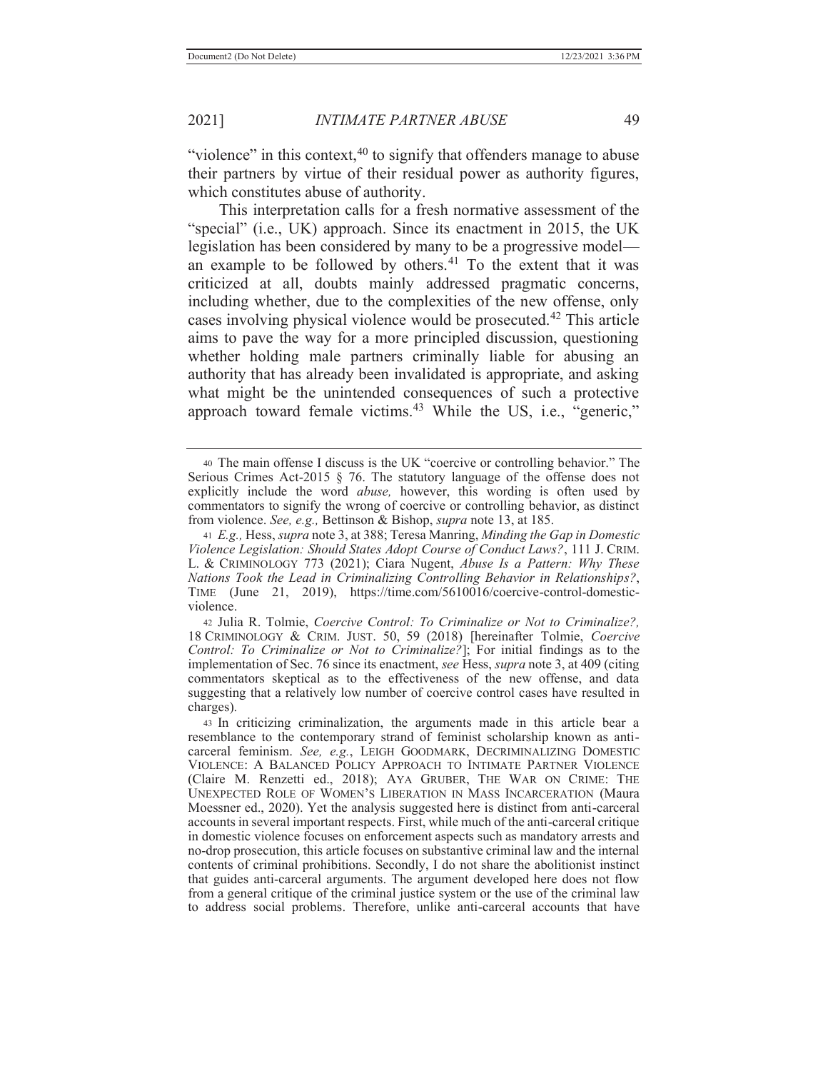"violence" in this context,[40] to signify that offenders manage to abuse their partners by virtue of their residual power as authority figures, which constitutes abuse of authority.

This interpretation calls for a fresh normative assessment of the "special" (i.e., UK) approach. Since its enactment in 2015, the UK legislation has been considered by many to be a progressive model—an example to be followed by others.[41] To the extent that it was criticized at all, doubts mainly addressed pragmatic concerns, including whether, due to the complexities of the new offense, only cases involving physical violence would be prosecuted.[42] This article aims to pave the way for a more principled discussion, questioning whether holding male partners criminally liable for abusing an authority that has already been invalidated is appropriate, and asking what might be the unintended consequences of such a protective approach toward female victims.[43] While the US, i.e., "generic,"

---

40 The main offense I discuss is the UK "coercive or controlling behavior." The Serious Crimes Act-2015 § 76. The statutory language of the offense does not explicitly include the word *abuse,* however, this wording is often used by commentators to signify the wrong of coercive or controlling behavior, as distinct from violence. *See, e.g.,* Bettinson & Bishop, *supra* note 13, at 185.

41 *E.g.,* Hess, *supra* note 3, at 388; Teresa Manring, *Minding the Gap in Domestic Violence Legislation: Should States Adopt Course of Conduct Laws?*, 111 J. CRIM. L. & CRIMINOLOGY 773 (2021); Ciara Nugent, *Abuse Is a Pattern: Why These Nations Took the Lead in Criminalizing Controlling Behavior in Relationships?*, TIME (June 21, 2019), https://time.com/5610016/coercive-control-domestic-violence.

42 Julia R. Tolmie, *Coercive Control: To Criminalize or Not to Criminalize?,* 18 CRIMINOLOGY & CRIM. JUST. 50, 59 (2018) [hereinafter Tolmie, *Coercive Control: To Criminalize or Not to Criminalize?*]; For initial findings as to the implementation of Sec. 76 since its enactment, *see* Hess, *supra* note 3, at 409 (citing commentators skeptical as to the effectiveness of the new offense, and data suggesting that a relatively low number of coercive control cases have resulted in charges).

43 In criticizing criminalization, the arguments made in this article bear a resemblance to the contemporary strand of feminist scholarship known as anti-carceral feminism. *See, e.g.*, LEIGH GOODMARK, DECRIMINALIZING DOMESTIC VIOLENCE: A BALANCED POLICY APPROACH TO INTIMATE PARTNER VIOLENCE (Claire M. Renzetti ed., 2018); AYA GRUBER, THE WAR ON CRIME: THE UNEXPECTED ROLE OF WOMEN'S LIBERATION IN MASS INCARCERATION (Maura Moessner ed., 2020). Yet the analysis suggested here is distinct from anti-carceral accounts in several important respects. First, while much of the anti-carceral critique in domestic violence focuses on enforcement aspects such as mandatory arrests and no-drop prosecution, this article focuses on substantive criminal law and the internal contents of criminal prohibitions. Secondly, I do not share the abolitionist instinct that guides anti-carceral arguments. The argument developed here does not flow from a general critique of the criminal justice system or the use of the criminal law to address social problems. Therefore, unlike anti-carceral accounts that have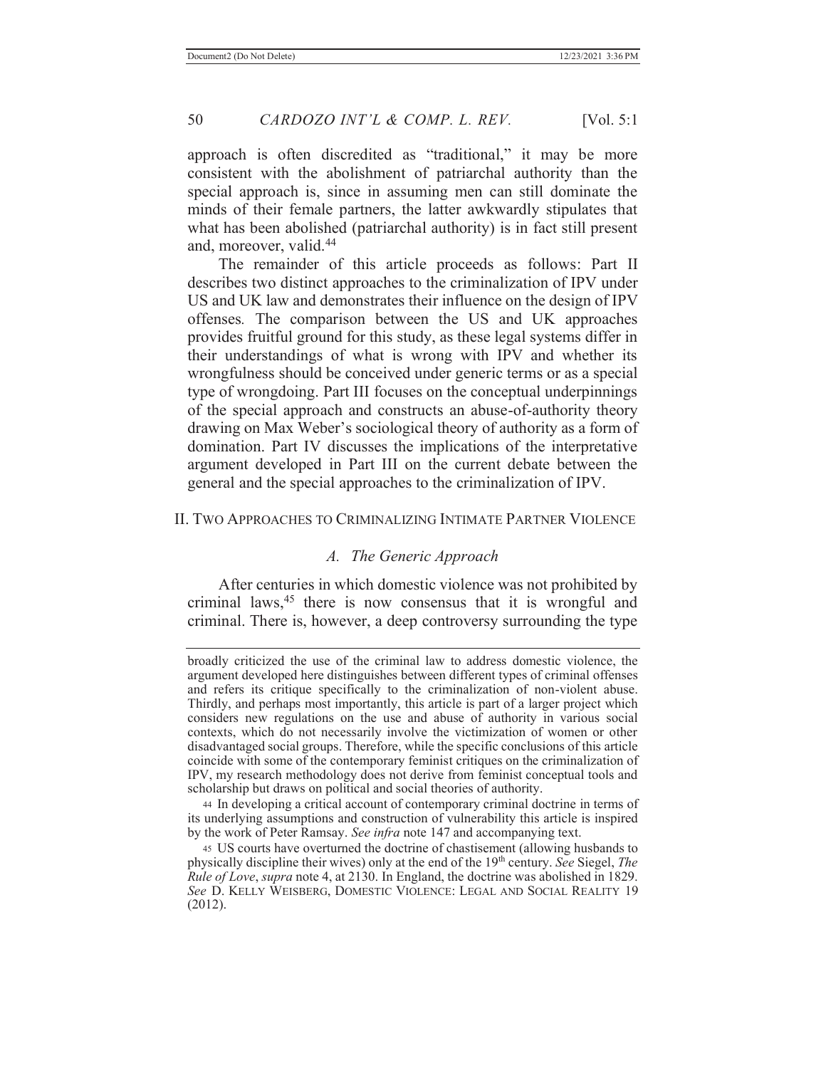approach is often discredited as "traditional," it may be more consistent with the abolishment of patriarchal authority than the special approach is, since in assuming men can still dominate the minds of their female partners, the latter awkwardly stipulates that what has been abolished (patriarchal authority) is in fact still present and, moreover, valid.[44]

The remainder of this article proceeds as follows: Part II describes two distinct approaches to the criminalization of IPV under US and UK law and demonstrates their influence on the design of IPV offenses. The comparison between the US and UK approaches provides fruitful ground for this study, as these legal systems differ in their understandings of what is wrong with IPV and whether its wrongfulness should be conceived under generic terms or as a special type of wrongdoing. Part III focuses on the conceptual underpinnings of the special approach and constructs an abuse-of-authority theory drawing on Max Weber's sociological theory of authority as a form of domination. Part IV discusses the implications of the interpretative argument developed in Part III on the current debate between the general and the special approaches to the criminalization of IPV.

## II. Two Approaches to Criminalizing Intimate Partner Violence

### *A. The Generic Approach*

After centuries in which domestic violence was not prohibited by criminal laws,[45] there is now consensus that it is wrongful and criminal. There is, however, a deep controversy surrounding the type

---

broadly criticized the use of the criminal law to address domestic violence, the argument developed here distinguishes between different types of criminal offenses and refers its critique specifically to the criminalization of non-violent abuse. Thirdly, and perhaps most importantly, this article is part of a larger project which considers new regulations on the use and abuse of authority in various social contexts, which do not necessarily involve the victimization of women or other disadvantaged social groups. Therefore, while the specific conclusions of this article coincide with some of the contemporary feminist critiques on the criminalization of IPV, my research methodology does not derive from feminist conceptual tools and scholarship but draws on political and social theories of authority.

44 In developing a critical account of contemporary criminal doctrine in terms of its underlying assumptions and construction of vulnerability this article is inspired by the work of Peter Ramsay. *See infra* note 147 and accompanying text.

45 US courts have overturned the doctrine of chastisement (allowing husbands to physically discipline their wives) only at the end of the 19th century. *See* Siegel, *The Rule of Love*, *supra* note 4, at 2130. In England, the doctrine was abolished in 1829. *See* D. KELLY WEISBERG, DOMESTIC VIOLENCE: LEGAL AND SOCIAL REALITY 19 (2012).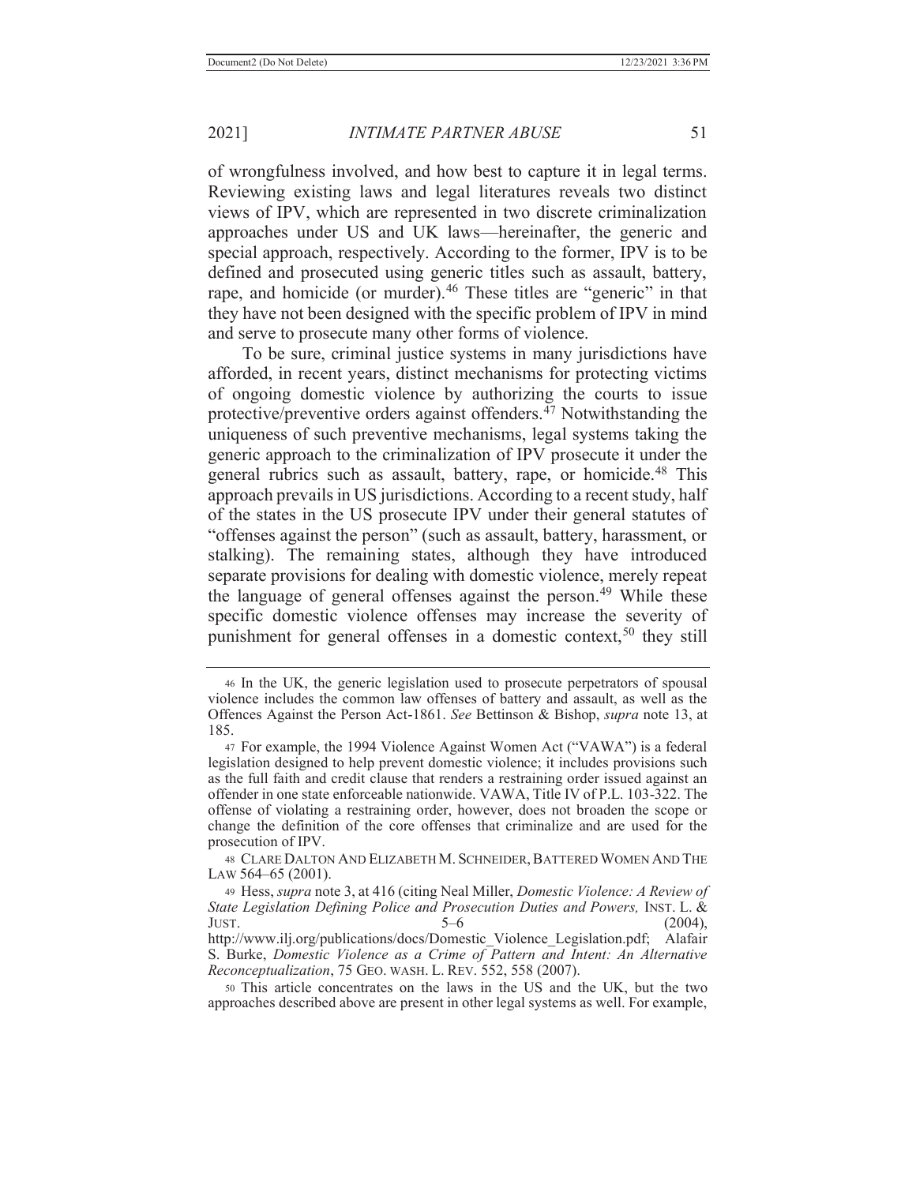of wrongfulness involved, and how best to capture it in legal terms. Reviewing existing laws and legal literatures reveals two distinct views of IPV, which are represented in two discrete criminalization approaches under US and UK laws—hereinafter, the generic and special approach, respectively. According to the former, IPV is to be defined and prosecuted using generic titles such as assault, battery, rape, and homicide (or murder).[46] These titles are "generic" in that they have not been designed with the specific problem of IPV in mind and serve to prosecute many other forms of violence.

To be sure, criminal justice systems in many jurisdictions have afforded, in recent years, distinct mechanisms for protecting victims of ongoing domestic violence by authorizing the courts to issue protective/preventive orders against offenders.[47] Notwithstanding the uniqueness of such preventive mechanisms, legal systems taking the generic approach to the criminalization of IPV prosecute it under the general rubrics such as assault, battery, rape, or homicide.[48] This approach prevails in US jurisdictions. According to a recent study, half of the states in the US prosecute IPV under their general statutes of "offenses against the person" (such as assault, battery, harassment, or stalking). The remaining states, although they have introduced separate provisions for dealing with domestic violence, merely repeat the language of general offenses against the person.[49] While these specific domestic violence offenses may increase the severity of punishment for general offenses in a domestic context,[50] they still

---

46 In the UK, the generic legislation used to prosecute perpetrators of spousal violence includes the common law offenses of battery and assault, as well as the Offences Against the Person Act-1861. *See* Bettinson & Bishop, *supra* note 13, at 185.

47 For example, the 1994 Violence Against Women Act ("VAWA") is a federal legislation designed to help prevent domestic violence; it includes provisions such as the full faith and credit clause that renders a restraining order issued against an offender in one state enforceable nationwide. VAWA, Title IV of P.L. 103-322. The offense of violating a restraining order, however, does not broaden the scope or change the definition of the core offenses that criminalize and are used for the prosecution of IPV.

48 CLARE DALTON AND ELIZABETH M. SCHNEIDER, BATTERED WOMEN AND THE LAW 564–65 (2001).

49 Hess, *supra* note 3, at 416 (citing Neal Miller, *Domestic Violence: A Review of State Legislation Defining Police and Prosecution Duties and Powers,* INST. L. & JUST. 5–6 (2004), http://www.ilj.org/publications/docs/Domestic_Violence_Legislation.pdf; Alafair S. Burke, *Domestic Violence as a Crime of Pattern and Intent: An Alternative Reconceptualization*, 75 GEO. WASH. L. REV. 552, 558 (2007).

50 This article concentrates on the laws in the US and the UK, but the two approaches described above are present in other legal systems as well. For example,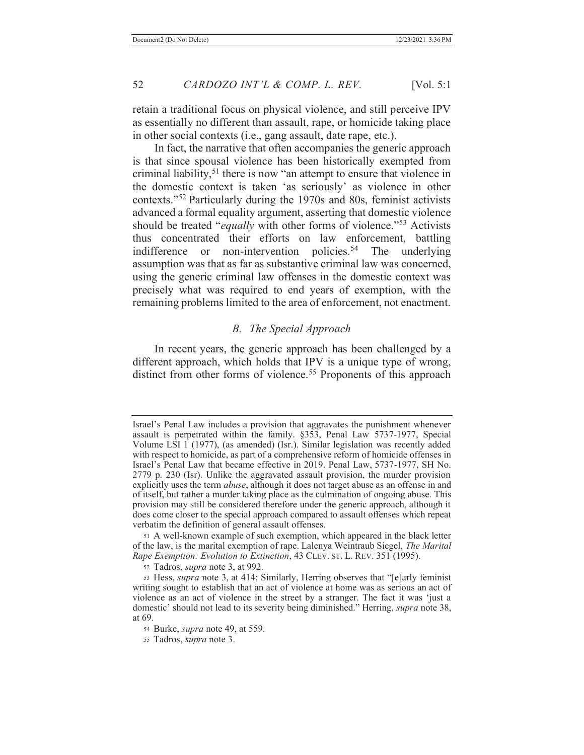retain a traditional focus on physical violence, and still perceive IPV as essentially no different than assault, rape, or homicide taking place in other social contexts (i.e., gang assault, date rape, etc.).

In fact, the narrative that often accompanies the generic approach is that since spousal violence has been historically exempted from criminal liability,[51] there is now "an attempt to ensure that violence in the domestic context is taken 'as seriously' as violence in other contexts."[52] Particularly during the 1970s and 80s, feminist activists advanced a formal equality argument, asserting that domestic violence should be treated "*equally* with other forms of violence."[53] Activists thus concentrated their efforts on law enforcement, battling indifference or non-intervention policies.[54] The underlying assumption was that as far as substantive criminal law was concerned, using the generic criminal law offenses in the domestic context was precisely what was required to end years of exemption, with the remaining problems limited to the area of enforcement, not enactment.

### *B. The Special Approach*

In recent years, the generic approach has been challenged by a different approach, which holds that IPV is a unique type of wrong, distinct from other forms of violence.[55] Proponents of this approach

---

Israel's Penal Law includes a provision that aggravates the punishment whenever assault is perpetrated within the family. §353, Penal Law 5737-1977, Special Volume LSI 1 (1977), (as amended) (Isr.). Similar legislation was recently added with respect to homicide, as part of a comprehensive reform of homicide offenses in Israel's Penal Law that became effective in 2019. Penal Law, 5737-1977, SH No. 2779 p. 230 (Isr). Unlike the aggravated assault provision, the murder provision explicitly uses the term *abuse*, although it does not target abuse as an offense in and of itself, but rather a murder taking place as the culmination of ongoing abuse. This provision may still be considered therefore under the generic approach, although it does come closer to the special approach compared to assault offenses which repeat verbatim the definition of general assault offenses.

[51] A well-known example of such exemption, which appeared in the black letter of the law, is the marital exemption of rape. Lalenya Weintraub Siegel, *The Marital Rape Exemption: Evolution to Extinction*, 43 CLEV. ST. L. REV. 351 (1995).

[52] Tadros, *supra* note 3, at 992.

[53] Hess, *supra* note 3, at 414; Similarly, Herring observes that "[e]arly feminist writing sought to establish that an act of violence at home was as serious an act of violence as an act of violence in the street by a stranger. The fact it was 'just a domestic' should not lead to its severity being diminished." Herring, *supra* note 38, at 69.

[54] Burke, *supra* note 49, at 559.

[55] Tadros, *supra* note 3.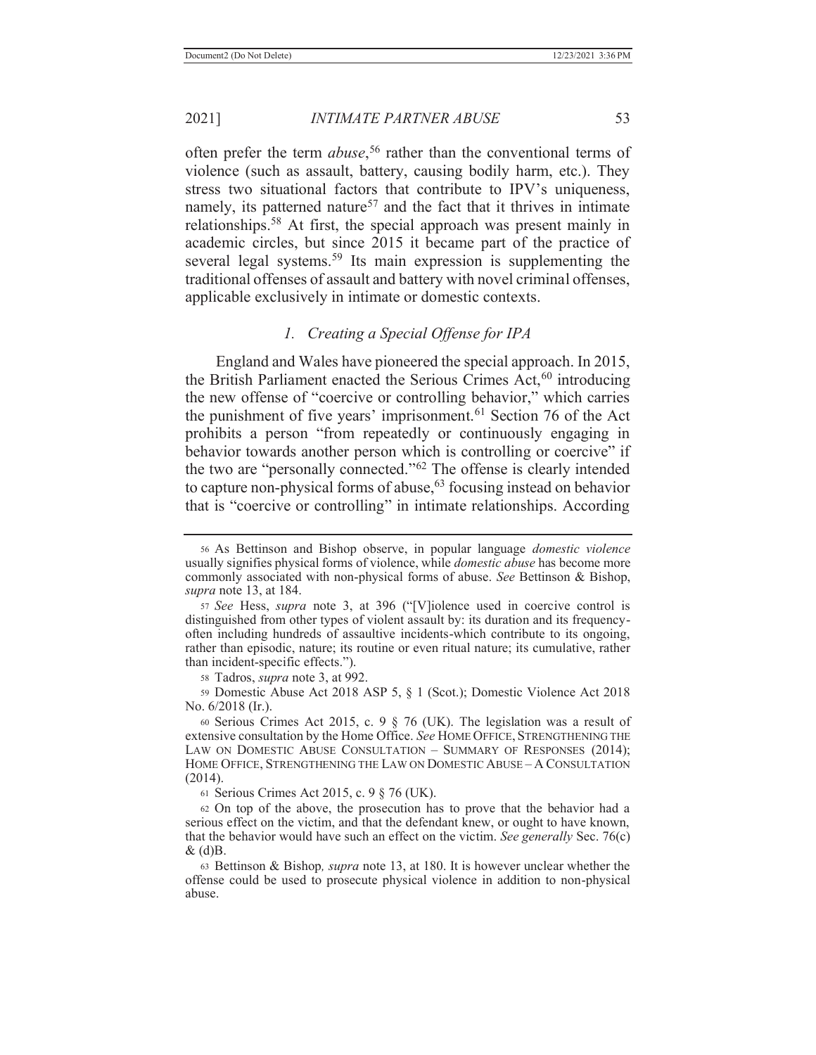often prefer the term *abuse*,[56] rather than the conventional terms of violence (such as assault, battery, causing bodily harm, etc.). They stress two situational factors that contribute to IPV's uniqueness, namely, its patterned nature[57] and the fact that it thrives in intimate relationships.[58] At first, the special approach was present mainly in academic circles, but since 2015 it became part of the practice of several legal systems.[59] Its main expression is supplementing the traditional offenses of assault and battery with novel criminal offenses, applicable exclusively in intimate or domestic contexts.

### *1. Creating a Special Offense for IPA*

England and Wales have pioneered the special approach. In 2015, the British Parliament enacted the Serious Crimes Act,[60] introducing the new offense of "coercive or controlling behavior," which carries the punishment of five years' imprisonment.[61] Section 76 of the Act prohibits a person "from repeatedly or continuously engaging in behavior towards another person which is controlling or coercive" if the two are "personally connected."[62] The offense is clearly intended to capture non-physical forms of abuse,[63] focusing instead on behavior that is "coercive or controlling" in intimate relationships. According

---

56 As Bettinson and Bishop observe, in popular language *domestic violence* usually signifies physical forms of violence, while *domestic abuse* has become more commonly associated with non-physical forms of abuse. *See* Bettinson & Bishop, *supra* note 13, at 184.

57 *See* Hess, *supra* note 3, at 396 ("[V]iolence used in coercive control is distinguished from other types of violent assault by: its duration and its frequency-often including hundreds of assaultive incidents-which contribute to its ongoing, rather than episodic, nature; its routine or even ritual nature; its cumulative, rather than incident-specific effects.").

58 Tadros, *supra* note 3, at 992.

59 Domestic Abuse Act 2018 ASP 5, § 1 (Scot.); Domestic Violence Act 2018 No. 6/2018 (Ir.).

60 Serious Crimes Act 2015, c. 9 § 76 (UK). The legislation was a result of extensive consultation by the Home Office. *See* HOME OFFICE, STRENGTHENING THE LAW ON DOMESTIC ABUSE CONSULTATION – SUMMARY OF RESPONSES (2014); HOME OFFICE, STRENGTHENING THE LAW ON DOMESTIC ABUSE – A CONSULTATION (2014).

61 Serious Crimes Act 2015, c. 9 § 76 (UK).

62 On top of the above, the prosecution has to prove that the behavior had a serious effect on the victim, and that the defendant knew, or ought to have known, that the behavior would have such an effect on the victim. *See generally* Sec. 76(c) & (d)B.

63 Bettinson & Bishop*, supra* note 13, at 180. It is however unclear whether the offense could be used to prosecute physical violence in addition to non-physical abuse.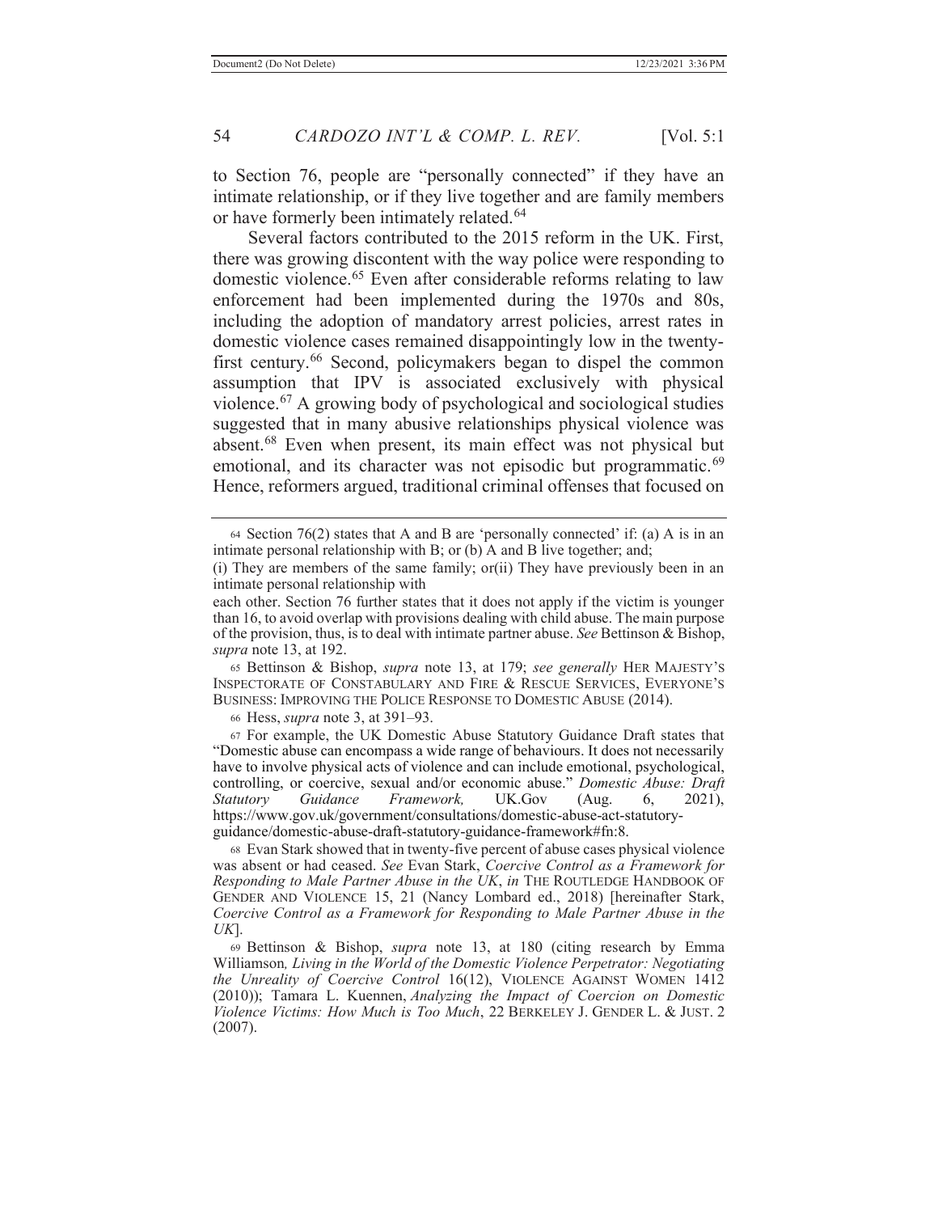to Section 76, people are "personally connected" if they have an intimate relationship, or if they live together and are family members or have formerly been intimately related.[64]

Several factors contributed to the 2015 reform in the UK. First, there was growing discontent with the way police were responding to domestic violence.[65] Even after considerable reforms relating to law enforcement had been implemented during the 1970s and 80s, including the adoption of mandatory arrest policies, arrest rates in domestic violence cases remained disappointingly low in the twenty-first century.[66] Second, policymakers began to dispel the common assumption that IPV is associated exclusively with physical violence.[67] A growing body of psychological and sociological studies suggested that in many abusive relationships physical violence was absent.[68] Even when present, its main effect was not physical but emotional, and its character was not episodic but programmatic.[69] Hence, reformers argued, traditional criminal offenses that focused on

---

[64] Section 76(2) states that A and B are 'personally connected' if: (a) A is in an intimate personal relationship with B; or (b) A and B live together; and;
(i) They are members of the same family; or(ii) They have previously been in an intimate personal relationship with
each other. Section 76 further states that it does not apply if the victim is younger than 16, to avoid overlap with provisions dealing with child abuse. The main purpose of the provision, thus, is to deal with intimate partner abuse. *See* Bettinson & Bishop, *supra* note 13, at 192.

[65] Bettinson & Bishop, *supra* note 13, at 179; *see generally* HER MAJESTY'S INSPECTORATE OF CONSTABULARY AND FIRE & RESCUE SERVICES, EVERYONE'S BUSINESS: IMPROVING THE POLICE RESPONSE TO DOMESTIC ABUSE (2014).

[66] Hess, *supra* note 3, at 391–93.

[67] For example, the UK Domestic Abuse Statutory Guidance Draft states that "Domestic abuse can encompass a wide range of behaviours. It does not necessarily have to involve physical acts of violence and can include emotional, psychological, controlling, or coercive, sexual and/or economic abuse." *Domestic Abuse: Draft Statutory Guidance Framework,* UK.Gov (Aug. 6, 2021), https://www.gov.uk/government/consultations/domestic-abuse-act-statutory-guidance/domestic-abuse-draft-statutory-guidance-framework#fn:8.

[68] Evan Stark showed that in twenty-five percent of abuse cases physical violence was absent or had ceased. *See* Evan Stark, *Coercive Control as a Framework for Responding to Male Partner Abuse in the UK*, *in* THE ROUTLEDGE HANDBOOK OF GENDER AND VIOLENCE 15, 21 (Nancy Lombard ed., 2018) [hereinafter Stark, *Coercive Control as a Framework for Responding to Male Partner Abuse in the UK*].

[69] Bettinson & Bishop, *supra* note 13, at 180 (citing research by Emma Williamson*, Living in the World of the Domestic Violence Perpetrator: Negotiating the Unreality of Coercive Control* 16(12), VIOLENCE AGAINST WOMEN 1412 (2010)); Tamara L. Kuennen, *Analyzing the Impact of Coercion on Domestic Violence Victims: How Much is Too Much*, 22 BERKELEY J. GENDER L. & JUST. 2 (2007).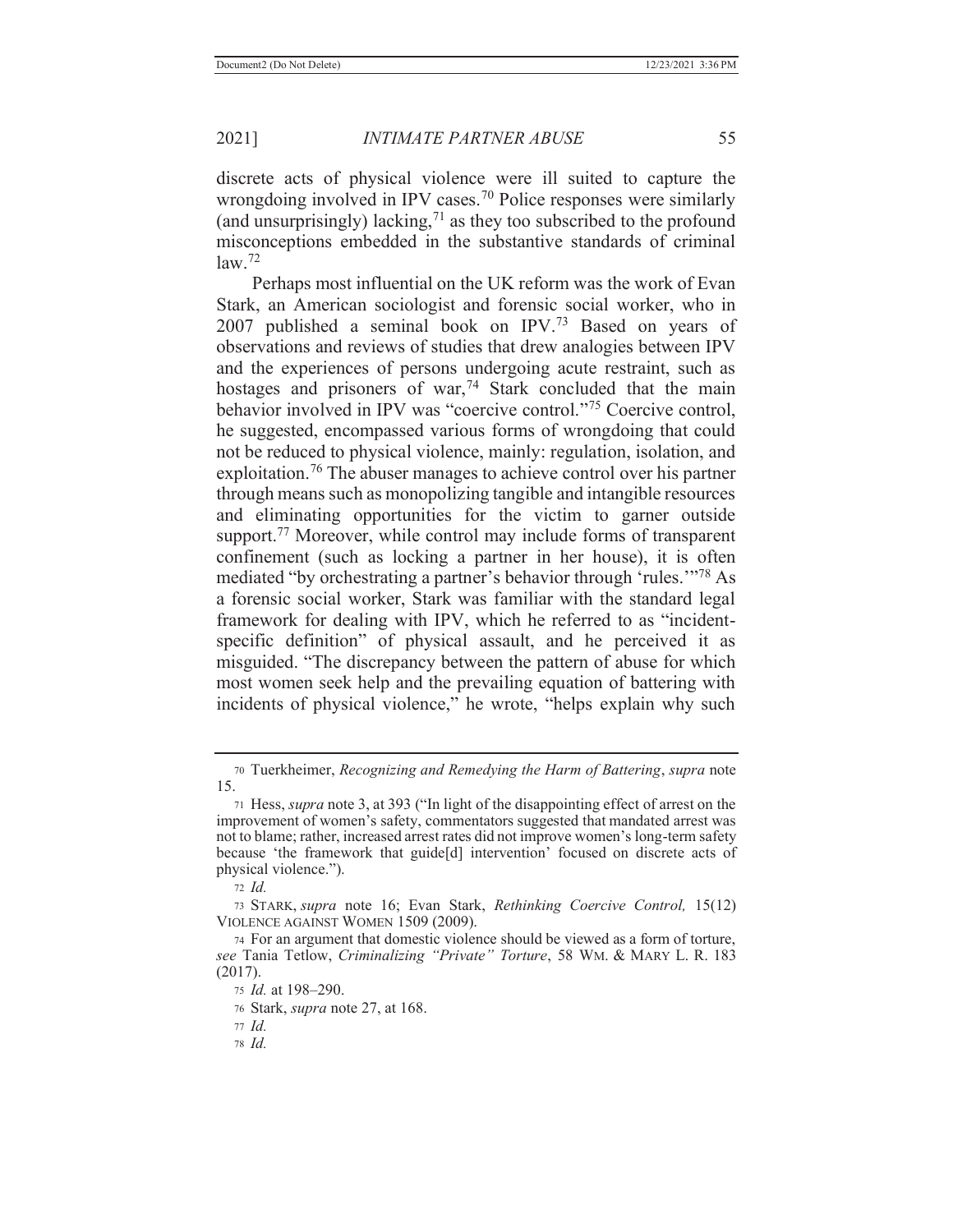discrete acts of physical violence were ill suited to capture the wrongdoing involved in IPV cases.[70] Police responses were similarly (and unsurprisingly) lacking,[71] as they too subscribed to the profound misconceptions embedded in the substantive standards of criminal law.[72]

Perhaps most influential on the UK reform was the work of Evan Stark, an American sociologist and forensic social worker, who in 2007 published a seminal book on IPV.[73] Based on years of observations and reviews of studies that drew analogies between IPV and the experiences of persons undergoing acute restraint, such as hostages and prisoners of war,[74] Stark concluded that the main behavior involved in IPV was "coercive control."[75] Coercive control, he suggested, encompassed various forms of wrongdoing that could not be reduced to physical violence, mainly: regulation, isolation, and exploitation.[76] The abuser manages to achieve control over his partner through means such as monopolizing tangible and intangible resources and eliminating opportunities for the victim to garner outside support.[77] Moreover, while control may include forms of transparent confinement (such as locking a partner in her house), it is often mediated "by orchestrating a partner's behavior through 'rules.'"[78] As a forensic social worker, Stark was familiar with the standard legal framework for dealing with IPV, which he referred to as "incident-specific definition" of physical assault, and he perceived it as misguided. "The discrepancy between the pattern of abuse for which most women seek help and the prevailing equation of battering with incidents of physical violence," he wrote, "helps explain why such

---

70 Tuerkheimer, *Recognizing and Remedying the Harm of Battering*, *supra* note 15.

71 Hess, *supra* note 3, at 393 ("In light of the disappointing effect of arrest on the improvement of women's safety, commentators suggested that mandated arrest was not to blame; rather, increased arrest rates did not improve women's long-term safety because 'the framework that guide[d] intervention' focused on discrete acts of physical violence.").

72 *Id.*

73 STARK, *supra* note 16; Evan Stark, *Rethinking Coercive Control,* 15(12) VIOLENCE AGAINST WOMEN 1509 (2009).

74 For an argument that domestic violence should be viewed as a form of torture, *see* Tania Tetlow, *Criminalizing "Private" Torture*, 58 WM. & MARY L. R. 183 (2017).

75 *Id.* at 198–290.

76 Stark, *supra* note 27, at 168.

77 *Id.*

78 *Id.*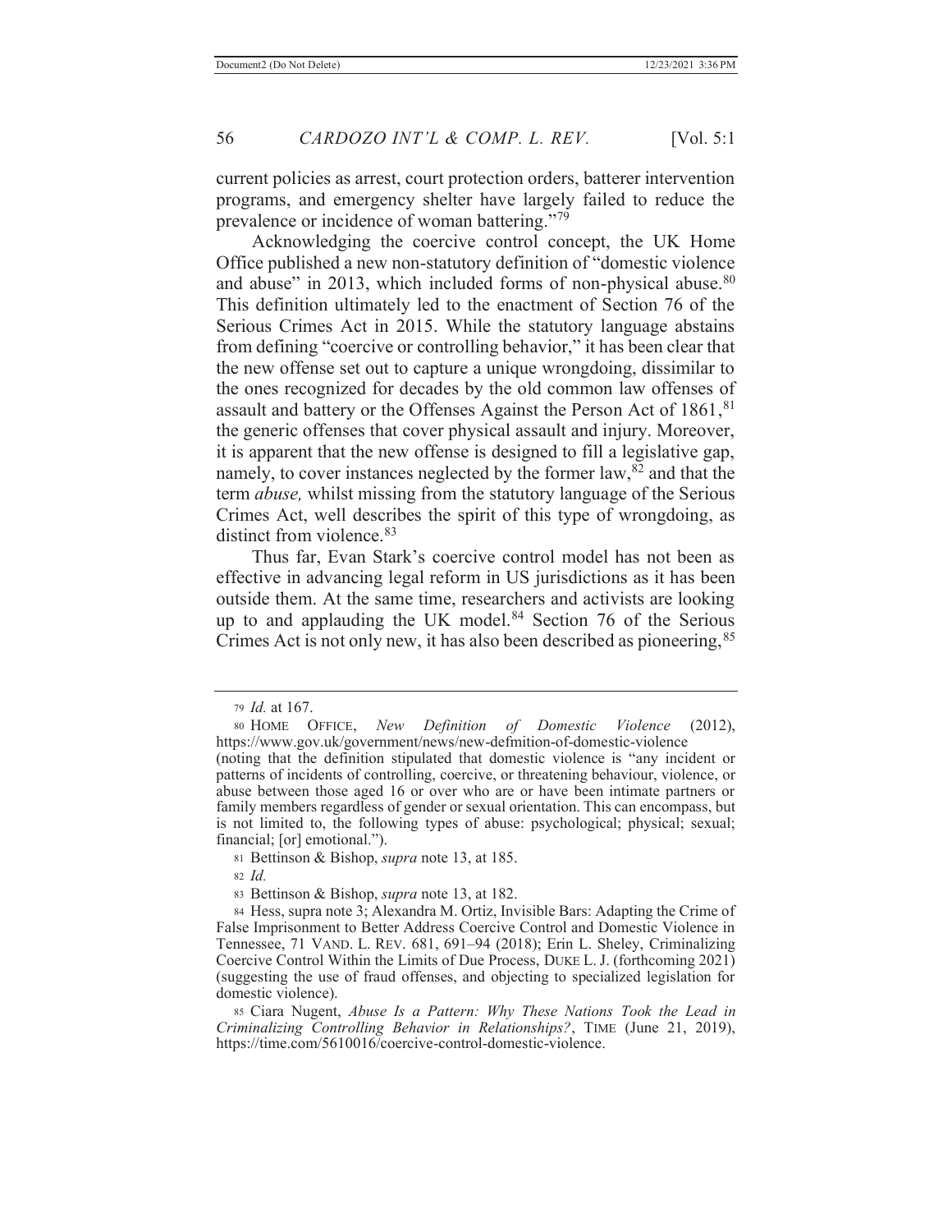current policies as arrest, court protection orders, batterer intervention programs, and emergency shelter have largely failed to reduce the prevalence or incidence of woman battering."[79]

Acknowledging the coercive control concept, the UK Home Office published a new non-statutory definition of "domestic violence and abuse" in 2013, which included forms of non-physical abuse.[80] This definition ultimately led to the enactment of Section 76 of the Serious Crimes Act in 2015. While the statutory language abstains from defining "coercive or controlling behavior," it has been clear that the new offense set out to capture a unique wrongdoing, dissimilar to the ones recognized for decades by the old common law offenses of assault and battery or the Offenses Against the Person Act of 1861,[81] the generic offenses that cover physical assault and injury. Moreover, it is apparent that the new offense is designed to fill a legislative gap, namely, to cover instances neglected by the former law,[82] and that the term *abuse,* whilst missing from the statutory language of the Serious Crimes Act, well describes the spirit of this type of wrongdoing, as distinct from violence.[83]

Thus far, Evan Stark's coercive control model has not been as effective in advancing legal reform in US jurisdictions as it has been outside them. At the same time, researchers and activists are looking up to and applauding the UK model.[84] Section 76 of the Serious Crimes Act is not only new, it has also been described as pioneering,[85]

---

79 *Id.* at 167.

80 HOME OFFICE, *New Definition of Domestic Violence* (2012), https://www.gov.uk/government/news/new-defmition-of-domestic-violence (noting that the definition stipulated that domestic violence is "any incident or patterns of incidents of controlling, coercive, or threatening behaviour, violence, or abuse between those aged 16 or over who are or have been intimate partners or family members regardless of gender or sexual orientation. This can encompass, but is not limited to, the following types of abuse: psychological; physical; sexual; financial; [or] emotional.").

81 Bettinson & Bishop, *supra* note 13, at 185.

82 *Id.*

83 Bettinson & Bishop, *supra* note 13, at 182.

84 Hess, supra note 3; Alexandra M. Ortiz, Invisible Bars: Adapting the Crime of False Imprisonment to Better Address Coercive Control and Domestic Violence in Tennessee, 71 VAND. L. REV. 681, 691–94 (2018); Erin L. Sheley, Criminalizing Coercive Control Within the Limits of Due Process, DUKE L. J. (forthcoming 2021) (suggesting the use of fraud offenses, and objecting to specialized legislation for domestic violence).

85 Ciara Nugent, *Abuse Is a Pattern: Why These Nations Took the Lead in Criminalizing Controlling Behavior in Relationships?*, TIME (June 21, 2019), https://time.com/5610016/coercive-control-domestic-violence.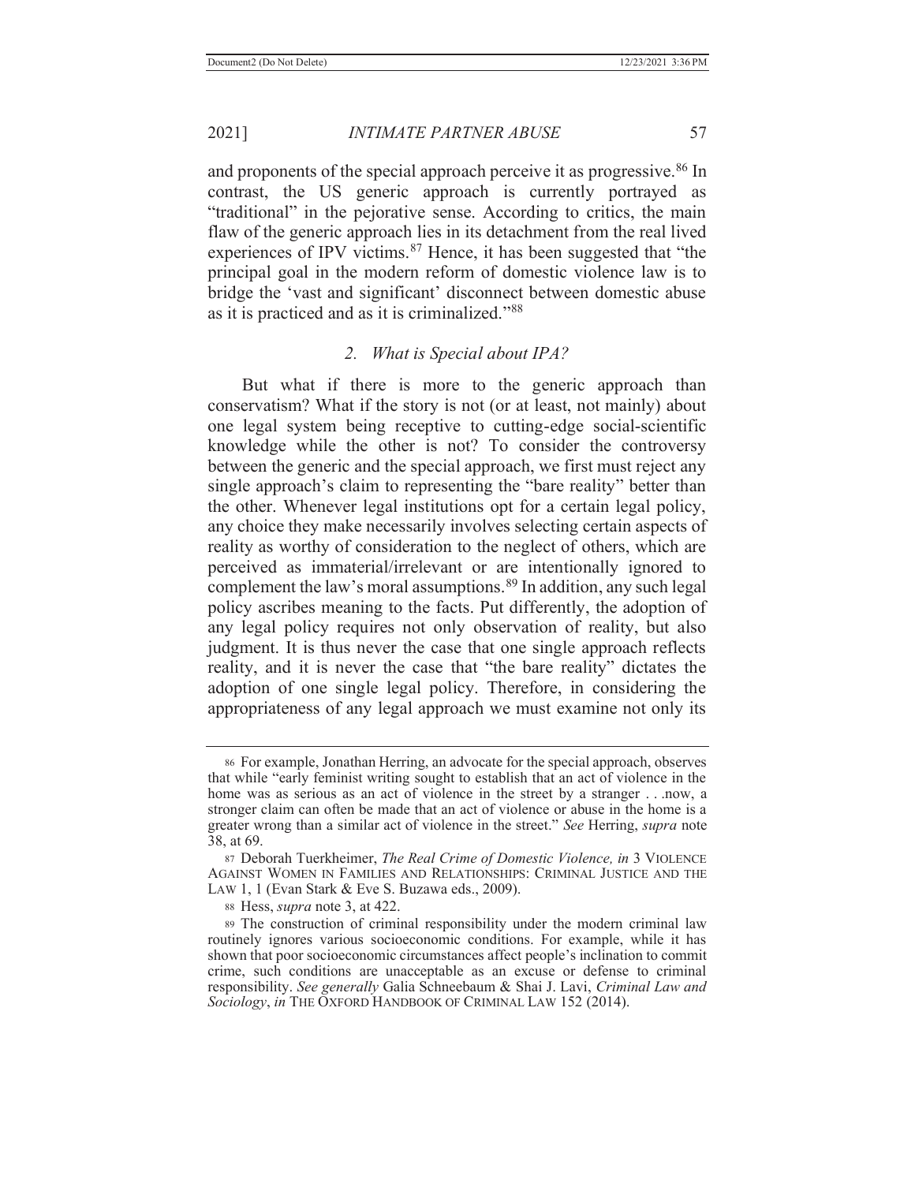and proponents of the special approach perceive it as progressive.[86] In contrast, the US generic approach is currently portrayed as "traditional" in the pejorative sense. According to critics, the main flaw of the generic approach lies in its detachment from the real lived experiences of IPV victims.[87] Hence, it has been suggested that "the principal goal in the modern reform of domestic violence law is to bridge the 'vast and significant' disconnect between domestic abuse as it is practiced and as it is criminalized."[88]

### 2. *What is Special about IPA?*

But what if there is more to the generic approach than conservatism? What if the story is not (or at least, not mainly) about one legal system being receptive to cutting-edge social-scientific knowledge while the other is not? To consider the controversy between the generic and the special approach, we first must reject any single approach's claim to representing the "bare reality" better than the other. Whenever legal institutions opt for a certain legal policy, any choice they make necessarily involves selecting certain aspects of reality as worthy of consideration to the neglect of others, which are perceived as immaterial/irrelevant or are intentionally ignored to complement the law's moral assumptions.[89] In addition, any such legal policy ascribes meaning to the facts. Put differently, the adoption of any legal policy requires not only observation of reality, but also judgment. It is thus never the case that one single approach reflects reality, and it is never the case that "the bare reality" dictates the adoption of one single legal policy. Therefore, in considering the appropriateness of any legal approach we must examine not only its

---

86 For example, Jonathan Herring, an advocate for the special approach, observes that while "early feminist writing sought to establish that an act of violence in the home was as serious as an act of violence in the street by a stranger . . .now, a stronger claim can often be made that an act of violence or abuse in the home is a greater wrong than a similar act of violence in the street." *See* Herring, *supra* note 38, at 69.

87 Deborah Tuerkheimer, *The Real Crime of Domestic Violence, in* 3 VIOLENCE AGAINST WOMEN IN FAMILIES AND RELATIONSHIPS: CRIMINAL JUSTICE AND THE LAW 1, 1 (Evan Stark & Eve S. Buzawa eds., 2009).

88 Hess, *supra* note 3, at 422.

89 The construction of criminal responsibility under the modern criminal law routinely ignores various socioeconomic conditions. For example, while it has shown that poor socioeconomic circumstances affect people's inclination to commit crime, such conditions are unacceptable as an excuse or defense to criminal responsibility. *See generally* Galia Schneebaum & Shai J. Lavi, *Criminal Law and Sociology*, *in* THE OXFORD HANDBOOK OF CRIMINAL LAW 152 (2014).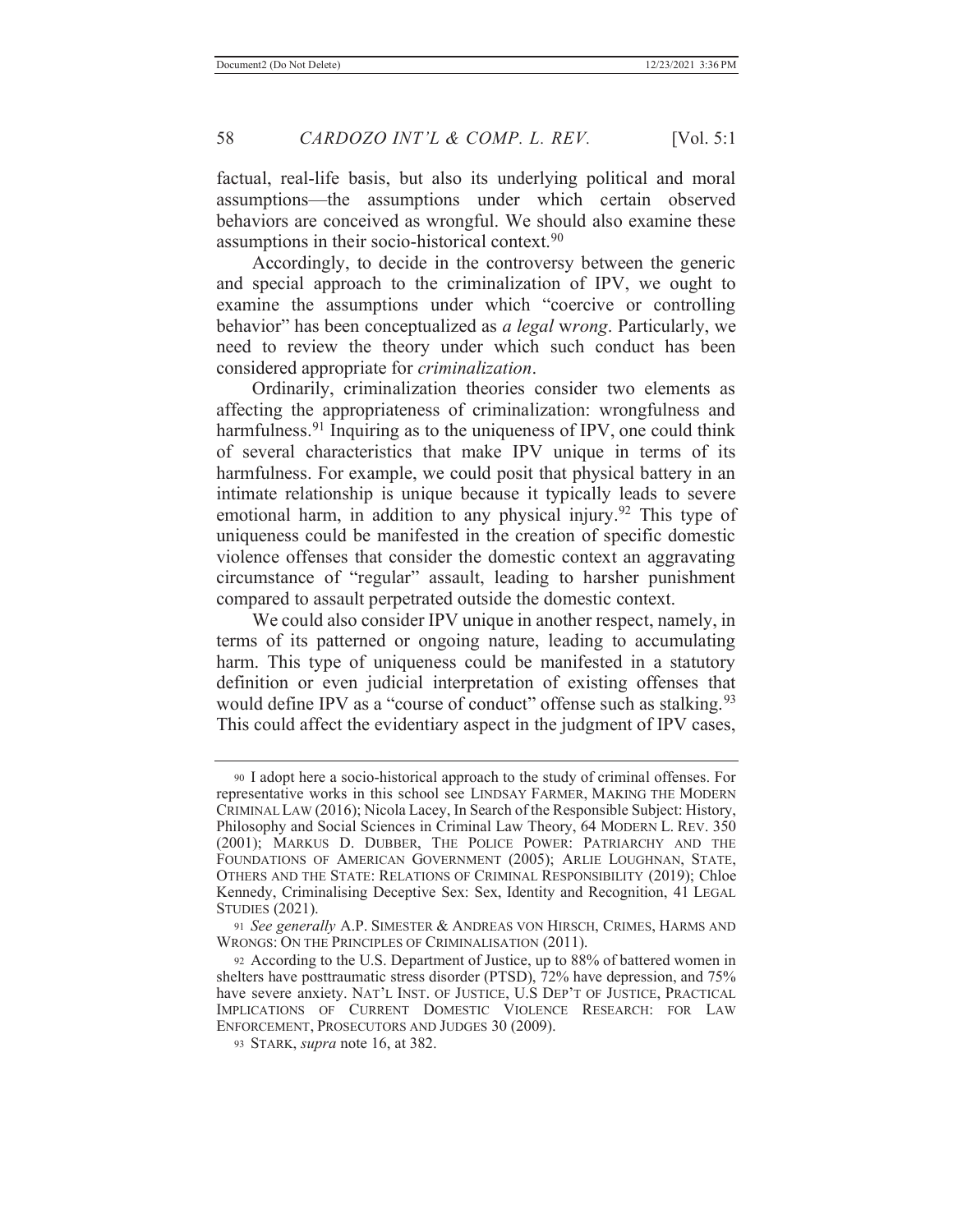factual, real-life basis, but also its underlying political and moral assumptions—the assumptions under which certain observed behaviors are conceived as wrongful. We should also examine these assumptions in their socio-historical context.[90]

Accordingly, to decide in the controversy between the generic and special approach to the criminalization of IPV, we ought to examine the assumptions under which "coercive or controlling behavior" has been conceptualized as *a legal wrong*. Particularly, we need to review the theory under which such conduct has been considered appropriate for *criminalization*.

Ordinarily, criminalization theories consider two elements as affecting the appropriateness of criminalization: wrongfulness and harmfulness.[91] Inquiring as to the uniqueness of IPV, one could think of several characteristics that make IPV unique in terms of its harmfulness. For example, we could posit that physical battery in an intimate relationship is unique because it typically leads to severe emotional harm, in addition to any physical injury.[92] This type of uniqueness could be manifested in the creation of specific domestic violence offenses that consider the domestic context an aggravating circumstance of "regular" assault, leading to harsher punishment compared to assault perpetrated outside the domestic context.

We could also consider IPV unique in another respect, namely, in terms of its patterned or ongoing nature, leading to accumulating harm. This type of uniqueness could be manifested in a statutory definition or even judicial interpretation of existing offenses that would define IPV as a "course of conduct" offense such as stalking.[93] This could affect the evidentiary aspect in the judgment of IPV cases,

---

90 I adopt here a socio-historical approach to the study of criminal offenses. For representative works in this school see LINDSAY FARMER, MAKING THE MODERN CRIMINAL LAW (2016); Nicola Lacey, In Search of the Responsible Subject: History, Philosophy and Social Sciences in Criminal Law Theory, 64 MODERN L. REV. 350 (2001); MARKUS D. DUBBER, THE POLICE POWER: PATRIARCHY AND THE FOUNDATIONS OF AMERICAN GOVERNMENT (2005); ARLIE LOUGHNAN, STATE, OTHERS AND THE STATE: RELATIONS OF CRIMINAL RESPONSIBILITY (2019); Chloe Kennedy, Criminalising Deceptive Sex: Sex, Identity and Recognition, 41 LEGAL STUDIES (2021).

91 *See generally* A.P. SIMESTER & ANDREAS VON HIRSCH, CRIMES, HARMS AND WRONGS: ON THE PRINCIPLES OF CRIMINALISATION (2011).

92 According to the U.S. Department of Justice, up to 88% of battered women in shelters have posttraumatic stress disorder (PTSD), 72% have depression, and 75% have severe anxiety. NAT'L INST. OF JUSTICE, U.S DEP'T OF JUSTICE, PRACTICAL IMPLICATIONS OF CURRENT DOMESTIC VIOLENCE RESEARCH: FOR LAW ENFORCEMENT, PROSECUTORS AND JUDGES 30 (2009).

93 STARK, *supra* note 16, at 382.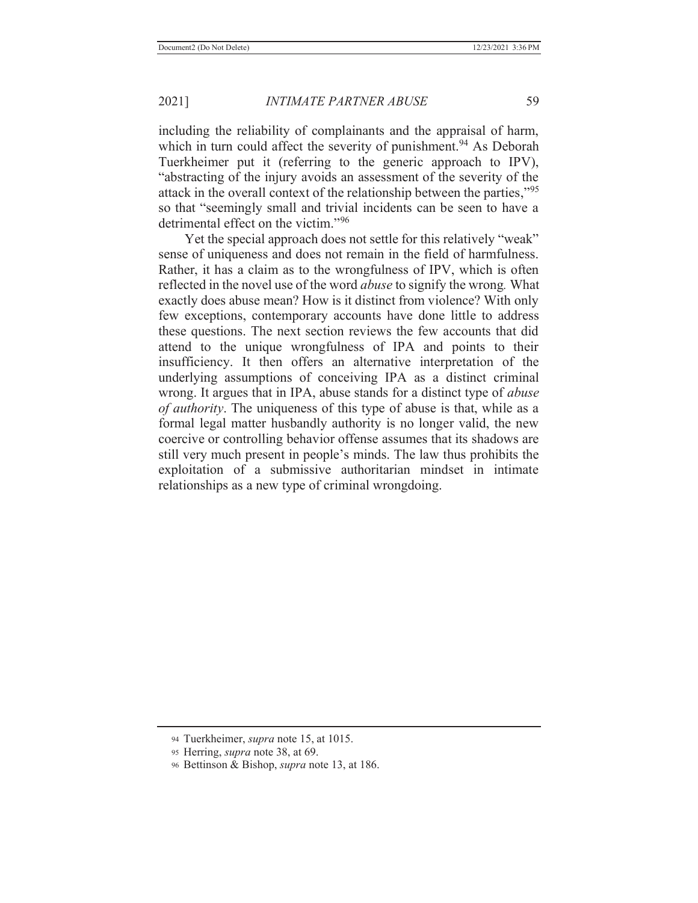including the reliability of complainants and the appraisal of harm, which in turn could affect the severity of punishment.[94] As Deborah Tuerkheimer put it (referring to the generic approach to IPV), "abstracting of the injury avoids an assessment of the severity of the attack in the overall context of the relationship between the parties,"[95] so that "seemingly small and trivial incidents can be seen to have a detrimental effect on the victim."[96]

Yet the special approach does not settle for this relatively "weak" sense of uniqueness and does not remain in the field of harmfulness. Rather, it has a claim as to the wrongfulness of IPV, which is often reflected in the novel use of the word *abuse* to signify the wrong. What exactly does abuse mean? How is it distinct from violence? With only few exceptions, contemporary accounts have done little to address these questions. The next section reviews the few accounts that did attend to the unique wrongfulness of IPA and points to their insufficiency. It then offers an alternative interpretation of the underlying assumptions of conceiving IPA as a distinct criminal wrong. It argues that in IPA, abuse stands for a distinct type of *abuse of authority*. The uniqueness of this type of abuse is that, while as a formal legal matter husbandly authority is no longer valid, the new coercive or controlling behavior offense assumes that its shadows are still very much present in people's minds. The law thus prohibits the exploitation of a submissive authoritarian mindset in intimate relationships as a new type of criminal wrongdoing.

---

94 Tuerkheimer, *supra* note 15, at 1015.

95 Herring, *supra* note 38, at 69.

96 Bettinson & Bishop, *supra* note 13, at 186.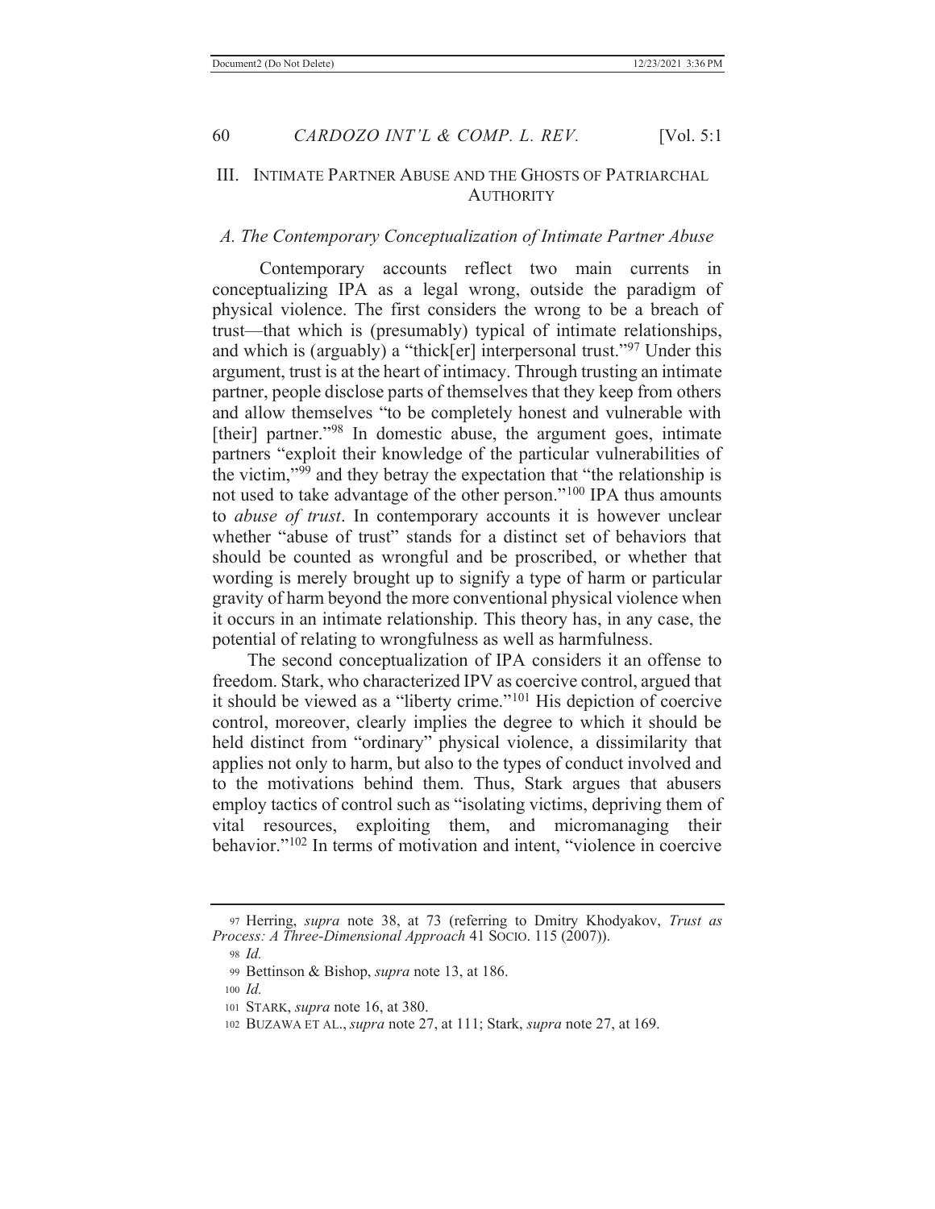## III. INTIMATE PARTNER ABUSE AND THE GHOSTS OF PATRIARCHAL AUTHORITY

### *A. The Contemporary Conceptualization of Intimate Partner Abuse*

Contemporary accounts reflect two main currents in conceptualizing IPA as a legal wrong, outside the paradigm of physical violence. The first considers the wrong to be a breach of trust—that which is (presumably) typical of intimate relationships, and which is (arguably) a "thick[er] interpersonal trust."[97] Under this argument, trust is at the heart of intimacy. Through trusting an intimate partner, people disclose parts of themselves that they keep from others and allow themselves "to be completely honest and vulnerable with [their] partner."[98] In domestic abuse, the argument goes, intimate partners "exploit their knowledge of the particular vulnerabilities of the victim,"[99] and they betray the expectation that "the relationship is not used to take advantage of the other person."[100] IPA thus amounts to *abuse of trust*. In contemporary accounts it is however unclear whether "abuse of trust" stands for a distinct set of behaviors that should be counted as wrongful and be proscribed, or whether that wording is merely brought up to signify a type of harm or particular gravity of harm beyond the more conventional physical violence when it occurs in an intimate relationship. This theory has, in any case, the potential of relating to wrongfulness as well as harmfulness.

The second conceptualization of IPA considers it an offense to freedom. Stark, who characterized IPV as coercive control, argued that it should be viewed as a "liberty crime."[101] His depiction of coercive control, moreover, clearly implies the degree to which it should be held distinct from "ordinary" physical violence, a dissimilarity that applies not only to harm, but also to the types of conduct involved and to the motivations behind them. Thus, Stark argues that abusers employ tactics of control such as "isolating victims, depriving them of vital resources, exploiting them, and micromanaging their behavior."[102] In terms of motivation and intent, "violence in coercive

---

97 Herring, *supra* note 38, at 73 (referring to Dmitry Khodyakov, *Trust as Process: A Three-Dimensional Approach* 41 SOCIO. 115 (2007)).

98 *Id.*

99 Bettinson & Bishop, *supra* note 13, at 186.

100 *Id.*

101 STARK, *supra* note 16, at 380.

102 BUZAWA ET AL., *supra* note 27, at 111; Stark, *supra* note 27, at 169.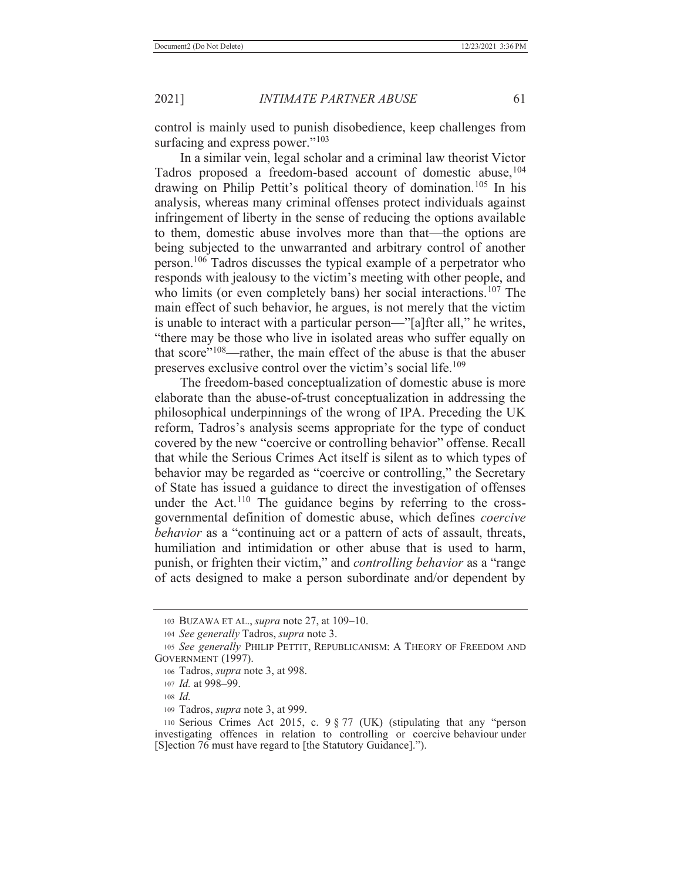control is mainly used to punish disobedience, keep challenges from surfacing and express power."[103]

In a similar vein, legal scholar and a criminal law theorist Victor Tadros proposed a freedom-based account of domestic abuse,[104] drawing on Philip Pettit's political theory of domination.[105] In his analysis, whereas many criminal offenses protect individuals against infringement of liberty in the sense of reducing the options available to them, domestic abuse involves more than that—the options are being subjected to the unwarranted and arbitrary control of another person.[106] Tadros discusses the typical example of a perpetrator who responds with jealousy to the victim's meeting with other people, and who limits (or even completely bans) her social interactions.[107] The main effect of such behavior, he argues, is not merely that the victim is unable to interact with a particular person—"[a]fter all," he writes, "there may be those who live in isolated areas who suffer equally on that score"[108]—rather, the main effect of the abuse is that the abuser preserves exclusive control over the victim's social life.[109]

The freedom-based conceptualization of domestic abuse is more elaborate than the abuse-of-trust conceptualization in addressing the philosophical underpinnings of the wrong of IPA. Preceding the UK reform, Tadros's analysis seems appropriate for the type of conduct covered by the new "coercive or controlling behavior" offense. Recall that while the Serious Crimes Act itself is silent as to which types of behavior may be regarded as "coercive or controlling," the Secretary of State has issued a guidance to direct the investigation of offenses under the Act.[110] The guidance begins by referring to the cross-governmental definition of domestic abuse, which defines *coercive behavior* as a "continuing act or a pattern of acts of assault, threats, humiliation and intimidation or other abuse that is used to harm, punish, or frighten their victim," and *controlling behavior* as a "range of acts designed to make a person subordinate and/or dependent by

---

103 BUZAWA ET AL., *supra* note 27, at 109–10.

104 *See generally* Tadros, *supra* note 3.

105 *See generally* PHILIP PETTIT, REPUBLICANISM: A THEORY OF FREEDOM AND GOVERNMENT (1997).

106 Tadros, *supra* note 3, at 998.

107 *Id.* at 998–99.

108 *Id.*

109 Tadros, *supra* note 3, at 999.

110 Serious Crimes Act 2015, c. 9 § 77 (UK) (stipulating that any "person investigating offences in relation to controlling or coercive behaviour under [S]ection 76 must have regard to [the Statutory Guidance].").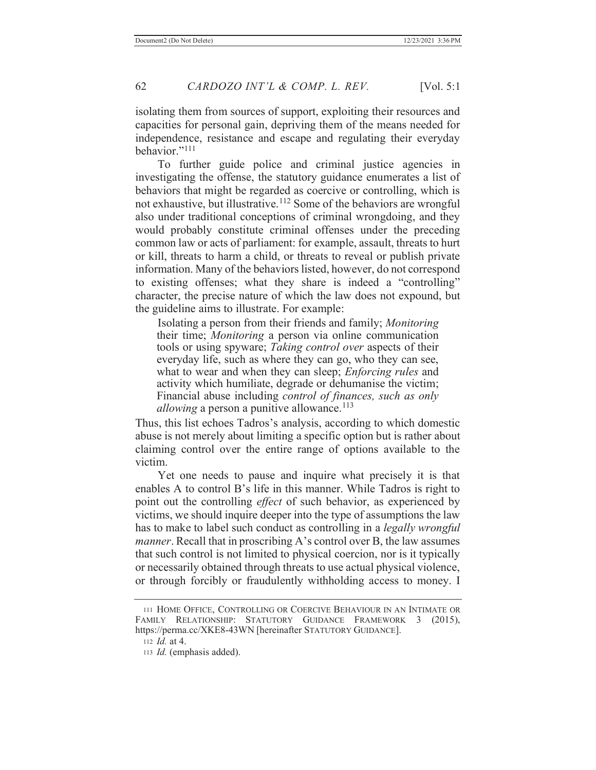isolating them from sources of support, exploiting their resources and capacities for personal gain, depriving them of the means needed for independence, resistance and escape and regulating their everyday behavior."[111]

To further guide police and criminal justice agencies in investigating the offense, the statutory guidance enumerates a list of behaviors that might be regarded as coercive or controlling, which is not exhaustive, but illustrative.[112] Some of the behaviors are wrongful also under traditional conceptions of criminal wrongdoing, and they would probably constitute criminal offenses under the preceding common law or acts of parliament: for example, assault, threats to hurt or kill, threats to harm a child, or threats to reveal or publish private information. Many of the behaviors listed, however, do not correspond to existing offenses; what they share is indeed a "controlling" character, the precise nature of which the law does not expound, but the guideline aims to illustrate. For example:

> Isolating a person from their friends and family; *Monitoring* their time; *Monitoring* a person via online communication tools or using spyware; *Taking control over* aspects of their everyday life, such as where they can go, who they can see, what to wear and when they can sleep; *Enforcing rules* and activity which humiliate, degrade or dehumanise the victim; Financial abuse including *control of finances, such as only allowing* a person a punitive allowance.[113]

Thus, this list echoes Tadros's analysis, according to which domestic abuse is not merely about limiting a specific option but is rather about claiming control over the entire range of options available to the victim.

Yet one needs to pause and inquire what precisely it is that enables A to control B's life in this manner. While Tadros is right to point out the controlling *effect* of such behavior, as experienced by victims, we should inquire deeper into the type of assumptions the law has to make to label such conduct as controlling in a *legally wrongful manner*. Recall that in proscribing A's control over B, the law assumes that such control is not limited to physical coercion, nor is it typically or necessarily obtained through threats to use actual physical violence, or through forcibly or fraudulently withholding access to money. I

---

[111] HOME OFFICE, CONTROLLING OR COERCIVE BEHAVIOUR IN AN INTIMATE OR FAMILY RELATIONSHIP: STATUTORY GUIDANCE FRAMEWORK 3 (2015), https://perma.cc/XKE8-43WN [hereinafter STATUTORY GUIDANCE].

[112] *Id.* at 4.

[113] *Id.* (emphasis added).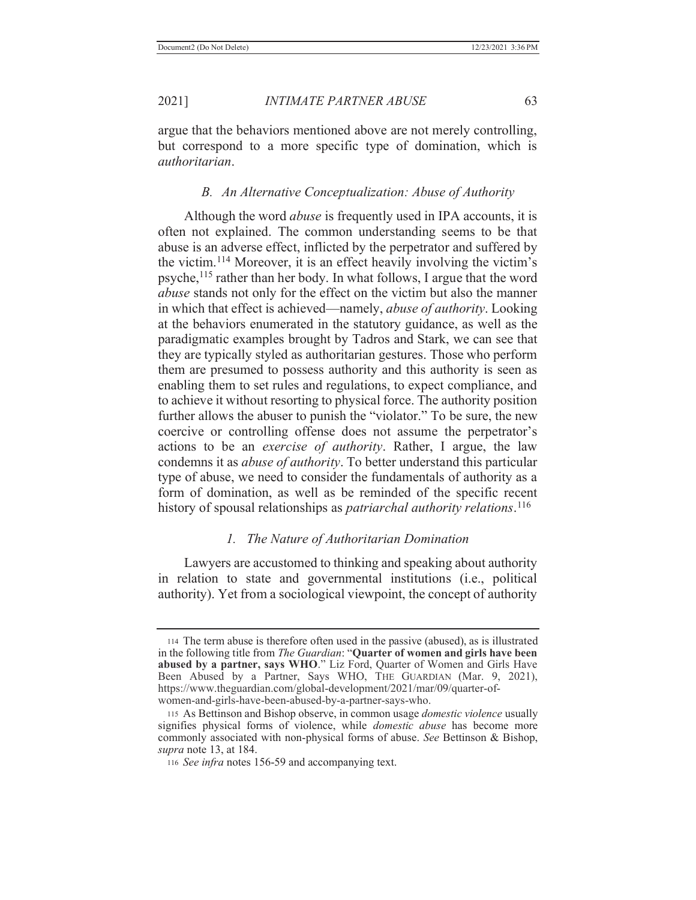argue that the behaviors mentioned above are not merely controlling, but correspond to a more specific type of domination, which is *authoritarian*.

### B. An Alternative Conceptualization: Abuse of Authority

Although the word *abuse* is frequently used in IPA accounts, it is often not explained. The common understanding seems to be that abuse is an adverse effect, inflicted by the perpetrator and suffered by the victim.[114] Moreover, it is an effect heavily involving the victim's psyche,[115] rather than her body. In what follows, I argue that the word *abuse* stands not only for the effect on the victim but also the manner in which that effect is achieved—namely, *abuse of authority*. Looking at the behaviors enumerated in the statutory guidance, as well as the paradigmatic examples brought by Tadros and Stark, we can see that they are typically styled as authoritarian gestures. Those who perform them are presumed to possess authority and this authority is seen as enabling them to set rules and regulations, to expect compliance, and to achieve it without resorting to physical force. The authority position further allows the abuser to punish the "violator." To be sure, the new coercive or controlling offense does not assume the perpetrator's actions to be an *exercise of authority*. Rather, I argue, the law condemns it as *abuse of authority*. To better understand this particular type of abuse, we need to consider the fundamentals of authority as a form of domination, as well as be reminded of the specific recent history of spousal relationships as *patriarchal authority relations*.[116]

#### 1. The Nature of Authoritarian Domination

Lawyers are accustomed to thinking and speaking about authority in relation to state and governmental institutions (i.e., political authority). Yet from a sociological viewpoint, the concept of authority

---

114 The term abuse is therefore often used in the passive (abused), as is illustrated in the following title from *The Guardian*: "**Quarter of women and girls have been abused by a partner, says WHO**." Liz Ford, Quarter of Women and Girls Have Been Abused by a Partner, Says WHO, THE GUARDIAN (Mar. 9, 2021), https://www.theguardian.com/global-development/2021/mar/09/quarter-of-women-and-girls-have-been-abused-by-a-partner-says-who.

115 As Bettinson and Bishop observe, in common usage *domestic violence* usually signifies physical forms of violence, while *domestic abuse* has become more commonly associated with non-physical forms of abuse. *See* Bettinson & Bishop, *supra* note 13, at 184.

116 *See infra* notes 156-59 and accompanying text.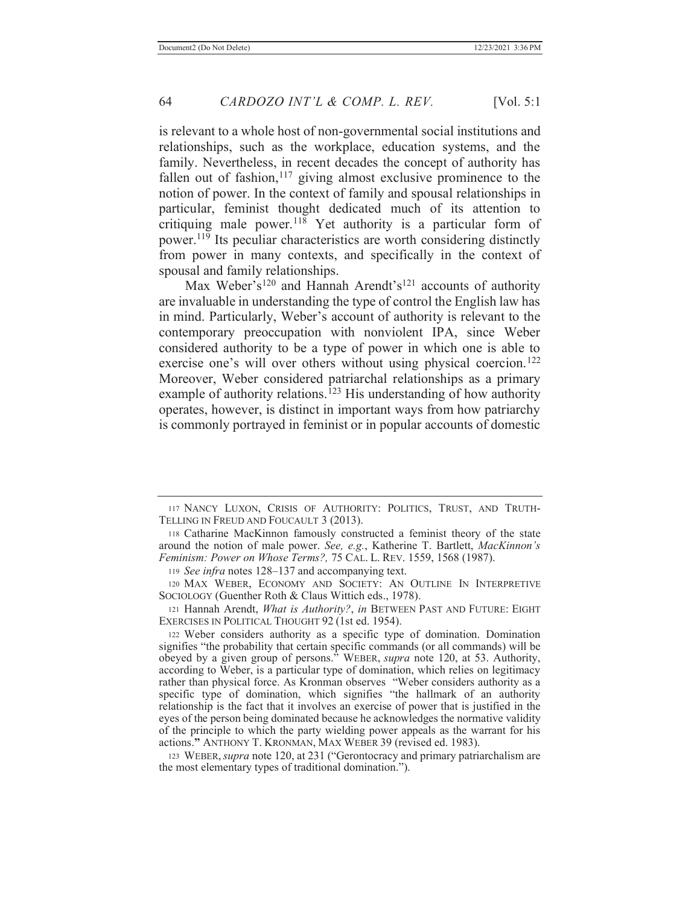is relevant to a whole host of non-governmental social institutions and relationships, such as the workplace, education systems, and the family. Nevertheless, in recent decades the concept of authority has fallen out of fashion,[117] giving almost exclusive prominence to the notion of power. In the context of family and spousal relationships in particular, feminist thought dedicated much of its attention to critiquing male power.[118] Yet authority is a particular form of power.[119] Its peculiar characteristics are worth considering distinctly from power in many contexts, and specifically in the context of spousal and family relationships.

Max Weber's[120] and Hannah Arendt's[121] accounts of authority are invaluable in understanding the type of control the English law has in mind. Particularly, Weber's account of authority is relevant to the contemporary preoccupation with nonviolent IPA, since Weber considered authority to be a type of power in which one is able to exercise one's will over others without using physical coercion.[122] Moreover, Weber considered patriarchal relationships as a primary example of authority relations.[123] His understanding of how authority operates, however, is distinct in important ways from how patriarchy is commonly portrayed in feminist or in popular accounts of domestic

---

117 NANCY LUXON, CRISIS OF AUTHORITY: POLITICS, TRUST, AND TRUTH-TELLING IN FREUD AND FOUCAULT 3 (2013).

118 Catharine MacKinnon famously constructed a feminist theory of the state around the notion of male power. *See, e.g.*, Katherine T. Bartlett, *MacKinnon's Feminism: Power on Whose Terms?,* 75 CAL. L. REV. 1559, 1568 (1987).

119 *See infra* notes 128–137 and accompanying text.

120 MAX WEBER, ECONOMY AND SOCIETY: AN OUTLINE IN INTERPRETIVE SOCIOLOGY (Guenther Roth & Claus Wittich eds., 1978).

121 Hannah Arendt, *What is Authority?*, *in* BETWEEN PAST AND FUTURE: EIGHT EXERCISES IN POLITICAL THOUGHT 92 (1st ed. 1954).

122 Weber considers authority as a specific type of domination. Domination signifies "the probability that certain specific commands (or all commands) will be obeyed by a given group of persons." WEBER, *supra* note 120, at 53. Authority, according to Weber, is a particular type of domination, which relies on legitimacy rather than physical force. As Kronman observes "Weber considers authority as a specific type of domination, which signifies "the hallmark of an authority relationship is the fact that it involves an exercise of power that is justified in the eyes of the person being dominated because he acknowledges the normative validity of the principle to which the party wielding power appeals as the warrant for his actions.**"** ANTHONY T. KRONMAN, MAX WEBER 39 (revised ed. 1983).

123 WEBER, *supra* note 120, at 231 ("Gerontocracy and primary patriarchalism are the most elementary types of traditional domination.").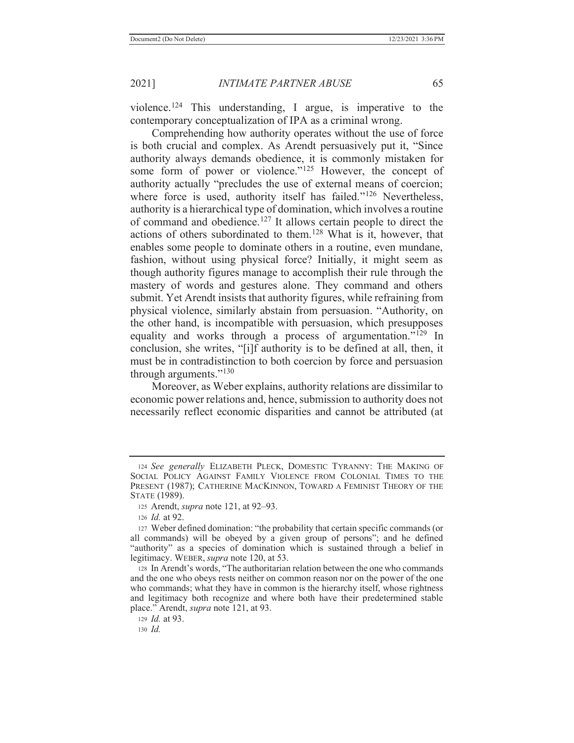violence.[124] This understanding, I argue, is imperative to the contemporary conceptualization of IPA as a criminal wrong.

Comprehending how authority operates without the use of force is both crucial and complex. As Arendt persuasively put it, "Since authority always demands obedience, it is commonly mistaken for some form of power or violence."[125] However, the concept of authority actually "precludes the use of external means of coercion; where force is used, authority itself has failed."[126] Nevertheless, authority is a hierarchical type of domination, which involves a routine of command and obedience.[127] It allows certain people to direct the actions of others subordinated to them.[128] What is it, however, that enables some people to dominate others in a routine, even mundane, fashion, without using physical force? Initially, it might seem as though authority figures manage to accomplish their rule through the mastery of words and gestures alone. They command and others submit. Yet Arendt insists that authority figures, while refraining from physical violence, similarly abstain from persuasion. "Authority, on the other hand, is incompatible with persuasion, which presupposes equality and works through a process of argumentation."[129] In conclusion, she writes, "[i]f authority is to be defined at all, then, it must be in contradistinction to both coercion by force and persuasion through arguments."[130]

Moreover, as Weber explains, authority relations are dissimilar to economic power relations and, hence, submission to authority does not necessarily reflect economic disparities and cannot be attributed (at

---

[124] *See generally* ELIZABETH PLECK, DOMESTIC TYRANNY: THE MAKING OF SOCIAL POLICY AGAINST FAMILY VIOLENCE FROM COLONIAL TIMES TO THE PRESENT (1987); CATHERINE MACKINNON, TOWARD A FEMINIST THEORY OF THE STATE (1989).

[125] Arendt, *supra* note 121, at 92–93.

[126] *Id.* at 92.

[127] Weber defined domination: "the probability that certain specific commands (or all commands) will be obeyed by a given group of persons"; and he defined "authority" as a species of domination which is sustained through a belief in legitimacy. WEBER, *supra* note 120, at 53.

[128] In Arendt's words, "The authoritarian relation between the one who commands and the one who obeys rests neither on common reason nor on the power of the one who commands; what they have in common is the hierarchy itself, whose rightness and legitimacy both recognize and where both have their predetermined stable place." Arendt, *supra* note 121, at 93.

[129] *Id.* at 93.

[130] *Id.*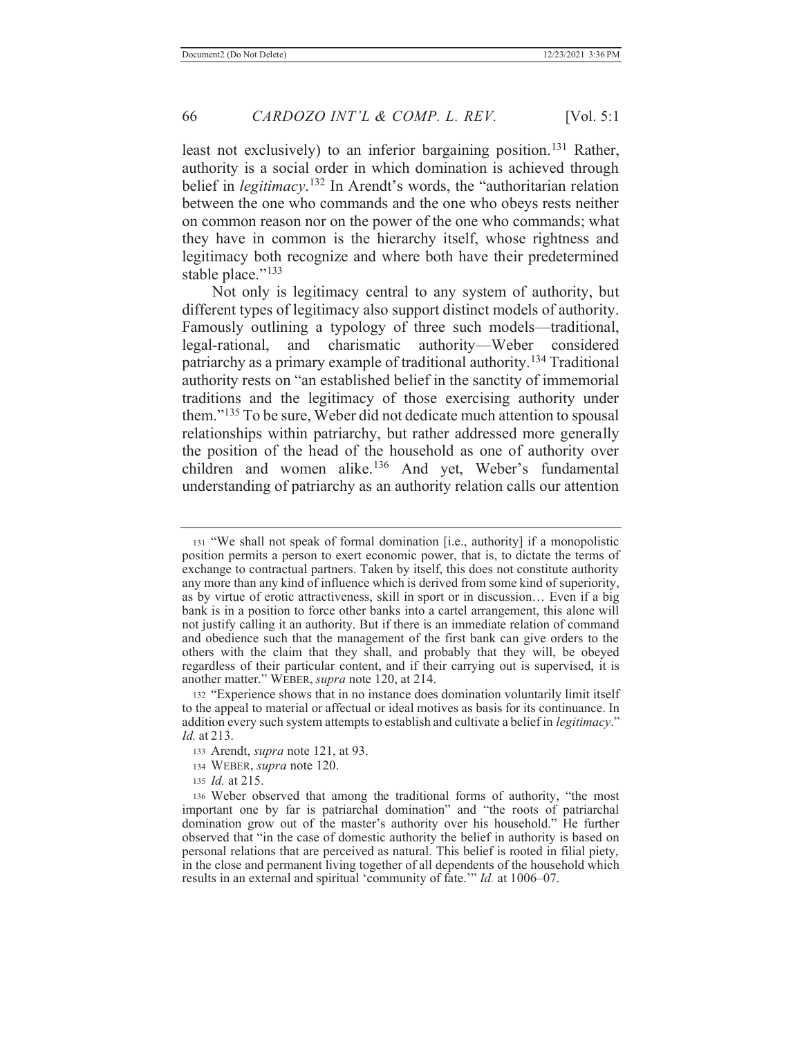least not exclusively) to an inferior bargaining position.[131] Rather, authority is a social order in which domination is achieved through belief in *legitimacy*.[132] In Arendt's words, the "authoritarian relation between the one who commands and the one who obeys rests neither on common reason nor on the power of the one who commands; what they have in common is the hierarchy itself, whose rightness and legitimacy both recognize and where both have their predetermined stable place."[133]

Not only is legitimacy central to any system of authority, but different types of legitimacy also support distinct models of authority. Famously outlining a typology of three such models—traditional, legal-rational, and charismatic authority—Weber considered patriarchy as a primary example of traditional authority.[134] Traditional authority rests on "an established belief in the sanctity of immemorial traditions and the legitimacy of those exercising authority under them."[135] To be sure, Weber did not dedicate much attention to spousal relationships within patriarchy, but rather addressed more generally the position of the head of the household as one of authority over children and women alike.[136] And yet, Weber's fundamental understanding of patriarchy as an authority relation calls our attention

---

[131] "We shall not speak of formal domination [i.e., authority] if a monopolistic position permits a person to exert economic power, that is, to dictate the terms of exchange to contractual partners. Taken by itself, this does not constitute authority any more than any kind of influence which is derived from some kind of superiority, as by virtue of erotic attractiveness, skill in sport or in discussion… Even if a big bank is in a position to force other banks into a cartel arrangement, this alone will not justify calling it an authority. But if there is an immediate relation of command and obedience such that the management of the first bank can give orders to the others with the claim that they shall, and probably that they will, be obeyed regardless of their particular content, and if their carrying out is supervised, it is another matter." WEBER, *supra* note 120, at 214.

[132] "Experience shows that in no instance does domination voluntarily limit itself to the appeal to material or affectual or ideal motives as basis for its continuance. In addition every such system attempts to establish and cultivate a belief in *legitimacy*." *Id.* at 213.

[133] Arendt, *supra* note 121, at 93.

[134] WEBER, *supra* note 120.

[135] *Id.* at 215.

[136] Weber observed that among the traditional forms of authority, "the most important one by far is patriarchal domination" and "the roots of patriarchal domination grow out of the master's authority over his household." He further observed that "in the case of domestic authority the belief in authority is based on personal relations that are perceived as natural. This belief is rooted in filial piety, in the close and permanent living together of all dependents of the household which results in an external and spiritual 'community of fate.'" *Id.* at 1006–07.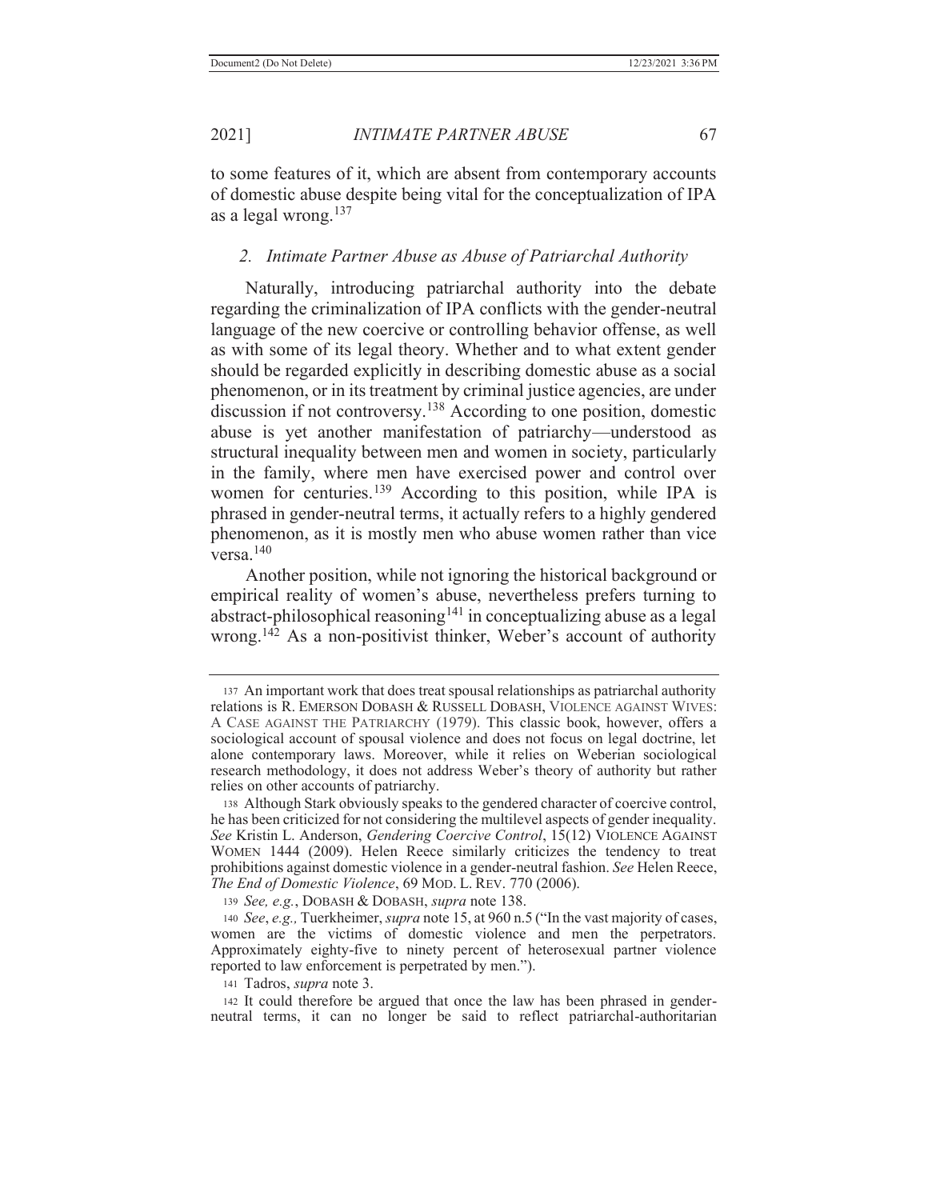to some features of it, which are absent from contemporary accounts of domestic abuse despite being vital for the conceptualization of IPA as a legal wrong.[137]

### *2. Intimate Partner Abuse as Abuse of Patriarchal Authority*

Naturally, introducing patriarchal authority into the debate regarding the criminalization of IPA conflicts with the gender-neutral language of the new coercive or controlling behavior offense, as well as with some of its legal theory. Whether and to what extent gender should be regarded explicitly in describing domestic abuse as a social phenomenon, or in its treatment by criminal justice agencies, are under discussion if not controversy.[138] According to one position, domestic abuse is yet another manifestation of patriarchy—understood as structural inequality between men and women in society, particularly in the family, where men have exercised power and control over women for centuries.[139] According to this position, while IPA is phrased in gender-neutral terms, it actually refers to a highly gendered phenomenon, as it is mostly men who abuse women rather than vice versa.[140]

Another position, while not ignoring the historical background or empirical reality of women's abuse, nevertheless prefers turning to abstract-philosophical reasoning[141] in conceptualizing abuse as a legal wrong.[142] As a non-positivist thinker, Weber's account of authority

---

137 An important work that does treat spousal relationships as patriarchal authority relations is R. EMERSON DOBASH & RUSSELL DOBASH, VIOLENCE AGAINST WIVES: A CASE AGAINST THE PATRIARCHY (1979). This classic book, however, offers a sociological account of spousal violence and does not focus on legal doctrine, let alone contemporary laws. Moreover, while it relies on Weberian sociological research methodology, it does not address Weber's theory of authority but rather relies on other accounts of patriarchy.

138 Although Stark obviously speaks to the gendered character of coercive control, he has been criticized for not considering the multilevel aspects of gender inequality. *See* Kristin L. Anderson, *Gendering Coercive Control*, 15(12) VIOLENCE AGAINST WOMEN 1444 (2009). Helen Reece similarly criticizes the tendency to treat prohibitions against domestic violence in a gender-neutral fashion. *See* Helen Reece, *The End of Domestic Violence*, 69 MOD. L. REV. 770 (2006).

139 *See, e.g.*, DOBASH & DOBASH, *supra* note 138.

140 *See*, *e.g.,* Tuerkheimer, *supra* note 15, at 960 n.5 ("In the vast majority of cases, women are the victims of domestic violence and men the perpetrators. Approximately eighty-five to ninety percent of heterosexual partner violence reported to law enforcement is perpetrated by men.").

141 Tadros, *supra* note 3.

142 It could therefore be argued that once the law has been phrased in gender-neutral terms, it can no longer be said to reflect patriarchal-authoritarian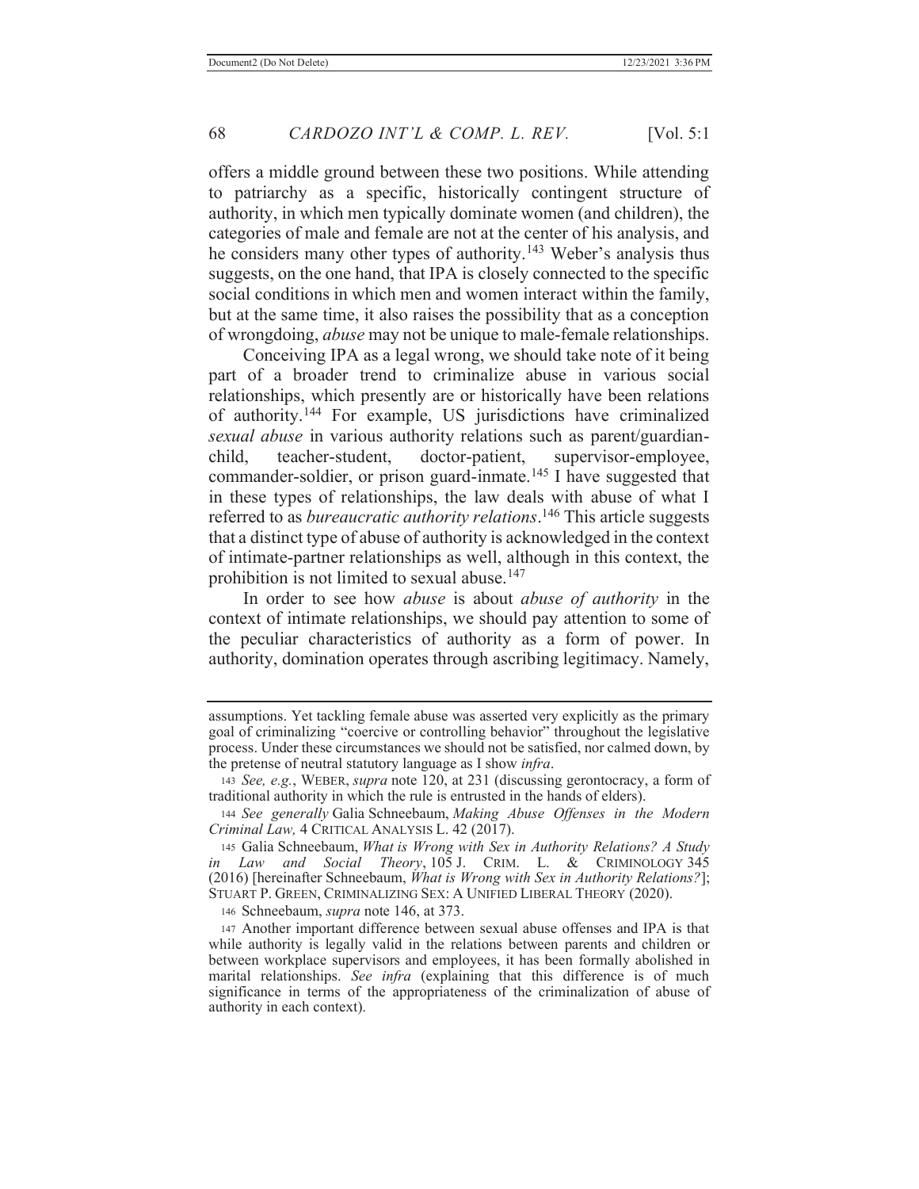offers a middle ground between these two positions. While attending to patriarchy as a specific, historically contingent structure of authority, in which men typically dominate women (and children), the categories of male and female are not at the center of his analysis, and he considers many other types of authority.[143] Weber's analysis thus suggests, on the one hand, that IPA is closely connected to the specific social conditions in which men and women interact within the family, but at the same time, it also raises the possibility that as a conception of wrongdoing, *abuse* may not be unique to male-female relationships.

Conceiving IPA as a legal wrong, we should take note of it being part of a broader trend to criminalize abuse in various social relationships, which presently are or historically have been relations of authority.[144] For example, US jurisdictions have criminalized *sexual abuse* in various authority relations such as parent/guardian-child, teacher-student, doctor-patient, supervisor-employee, commander-soldier, or prison guard-inmate.[145] I have suggested that in these types of relationships, the law deals with abuse of what I referred to as *bureaucratic authority relations*.[146] This article suggests that a distinct type of abuse of authority is acknowledged in the context of intimate-partner relationships as well, although in this context, the prohibition is not limited to sexual abuse.[147]

In order to see how *abuse* is about *abuse of authority* in the context of intimate relationships, we should pay attention to some of the peculiar characteristics of authority as a form of power. In authority, domination operates through ascribing legitimacy. Namely,

---

assumptions. Yet tackling female abuse was asserted very explicitly as the primary goal of criminalizing "coercive or controlling behavior" throughout the legislative process. Under these circumstances we should not be satisfied, nor calmed down, by the pretense of neutral statutory language as I show *infra*.

143 *See, e.g.*, WEBER, *supra* note 120, at 231 (discussing gerontocracy, a form of traditional authority in which the rule is entrusted in the hands of elders).

144 *See generally* Galia Schneebaum, *Making Abuse Offenses in the Modern Criminal Law,* 4 CRITICAL ANALYSIS L. 42 (2017).

145 Galia Schneebaum, *What is Wrong with Sex in Authority Relations? A Study in Law and Social Theory*, 105 J. CRIM. L. & CRIMINOLOGY 345 (2016) [hereinafter Schneebaum, *What is Wrong with Sex in Authority Relations?*]; STUART P. GREEN, CRIMINALIZING SEX: A UNIFIED LIBERAL THEORY (2020).

146 Schneebaum, *supra* note 146, at 373.

147 Another important difference between sexual abuse offenses and IPA is that while authority is legally valid in the relations between parents and children or between workplace supervisors and employees, it has been formally abolished in marital relationships. *See infra* (explaining that this difference is of much significance in terms of the appropriateness of the criminalization of abuse of authority in each context).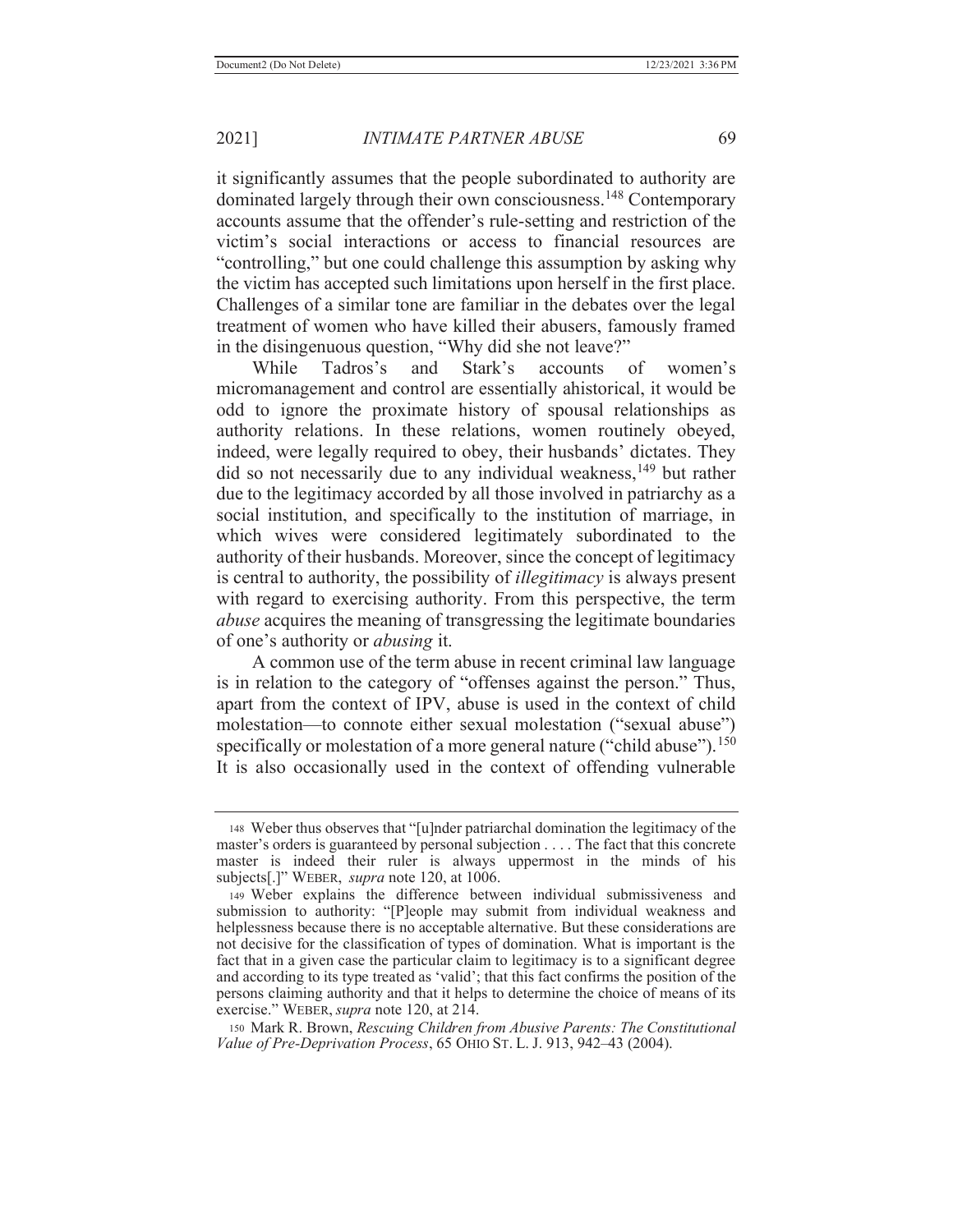it significantly assumes that the people subordinated to authority are dominated largely through their own consciousness.[148] Contemporary accounts assume that the offender's rule-setting and restriction of the victim's social interactions or access to financial resources are "controlling," but one could challenge this assumption by asking why the victim has accepted such limitations upon herself in the first place. Challenges of a similar tone are familiar in the debates over the legal treatment of women who have killed their abusers, famously framed in the disingenuous question, "Why did she not leave?"

While Tadros's and Stark's accounts of women's micromanagement and control are essentially ahistorical, it would be odd to ignore the proximate history of spousal relationships as authority relations. In these relations, women routinely obeyed, indeed, were legally required to obey, their husbands' dictates. They did so not necessarily due to any individual weakness,[149] but rather due to the legitimacy accorded by all those involved in patriarchy as a social institution, and specifically to the institution of marriage, in which wives were considered legitimately subordinated to the authority of their husbands. Moreover, since the concept of legitimacy is central to authority, the possibility of *illegitimacy* is always present with regard to exercising authority. From this perspective, the term *abuse* acquires the meaning of transgressing the legitimate boundaries of one's authority or *abusing* it.

A common use of the term abuse in recent criminal law language is in relation to the category of "offenses against the person." Thus, apart from the context of IPV, abuse is used in the context of child molestation—to connote either sexual molestation ("sexual abuse") specifically or molestation of a more general nature ("child abuse").[150] It is also occasionally used in the context of offending vulnerable

---

148 Weber thus observes that "[u]nder patriarchal domination the legitimacy of the master's orders is guaranteed by personal subjection . . . . The fact that this concrete master is indeed their ruler is always uppermost in the minds of his subjects[.]" WEBER, *supra* note 120, at 1006.

149 Weber explains the difference between individual submissiveness and submission to authority: "[P]eople may submit from individual weakness and helplessness because there is no acceptable alternative. But these considerations are not decisive for the classification of types of domination. What is important is the fact that in a given case the particular claim to legitimacy is to a significant degree and according to its type treated as 'valid'; that this fact confirms the position of the persons claiming authority and that it helps to determine the choice of means of its exercise." WEBER, *supra* note 120, at 214.

150 Mark R. Brown, *Rescuing Children from Abusive Parents: The Constitutional Value of Pre-Deprivation Process*, 65 OHIO ST. L. J. 913, 942–43 (2004).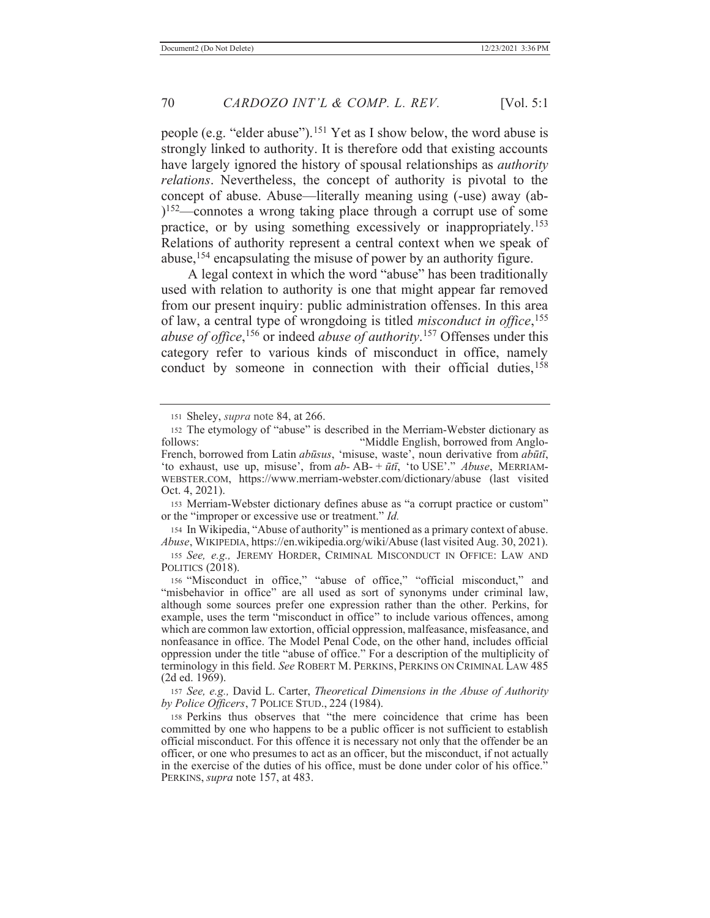people (e.g. "elder abuse").[151] Yet as I show below, the word abuse is strongly linked to authority. It is therefore odd that existing accounts have largely ignored the history of spousal relationships as *authority relations*. Nevertheless, the concept of authority is pivotal to the concept of abuse. Abuse—literally meaning using (-use) away (ab-)[152]—connotes a wrong taking place through a corrupt use of some practice, or by using something excessively or inappropriately.[153] Relations of authority represent a central context when we speak of abuse,[154] encapsulating the misuse of power by an authority figure.

A legal context in which the word "abuse" has been traditionally used with relation to authority is one that might appear far removed from our present inquiry: public administration offenses. In this area of law, a central type of wrongdoing is titled *misconduct in office*,[155] *abuse of office*,[156] or indeed *abuse of authority*.[157] Offenses under this category refer to various kinds of misconduct in office, namely conduct by someone in connection with their official duties,[158]

---

151 Sheley, *supra* note 84, at 266.

152 The etymology of "abuse" is described in the Merriam-Webster dictionary as follows: "Middle English, borrowed from Anglo-French, borrowed from Latin *abūsus*, 'misuse, waste', noun derivative from *abūtī*, 'to exhaust, use up, misuse', from *ab-* AB- + *ūtī*, 'to USE'." *Abuse*, MERRIAM-WEBSTER.COM, https://www.merriam-webster.com/dictionary/abuse (last visited Oct. 4, 2021).

153 Merriam-Webster dictionary defines abuse as "a corrupt practice or custom" or the "improper or excessive use or treatment." *Id.*

154 In Wikipedia, "Abuse of authority" is mentioned as a primary context of abuse. *Abuse*, WIKIPEDIA, https://en.wikipedia.org/wiki/Abuse (last visited Aug. 30, 2021).

155 *See, e.g.,* JEREMY HORDER, CRIMINAL MISCONDUCT IN OFFICE: LAW AND POLITICS (2018).

156 "Misconduct in office," "abuse of office," "official misconduct," and "misbehavior in office" are all used as sort of synonyms under criminal law, although some sources prefer one expression rather than the other. Perkins, for example, uses the term "misconduct in office" to include various offences, among which are common law extortion, official oppression, malfeasance, misfeasance, and nonfeasance in office. The Model Penal Code, on the other hand, includes official oppression under the title "abuse of office." For a description of the multiplicity of terminology in this field. *See* ROBERT M. PERKINS, PERKINS ON CRIMINAL LAW 485 (2d ed. 1969).

157 *See, e.g.,* David L. Carter, *Theoretical Dimensions in the Abuse of Authority by Police Officers*, 7 POLICE STUD., 224 (1984).

158 Perkins thus observes that "the mere coincidence that crime has been committed by one who happens to be a public officer is not sufficient to establish official misconduct. For this offence it is necessary not only that the offender be an officer, or one who presumes to act as an officer, but the misconduct, if not actually in the exercise of the duties of his office, must be done under color of his office." PERKINS, *supra* note 157, at 483.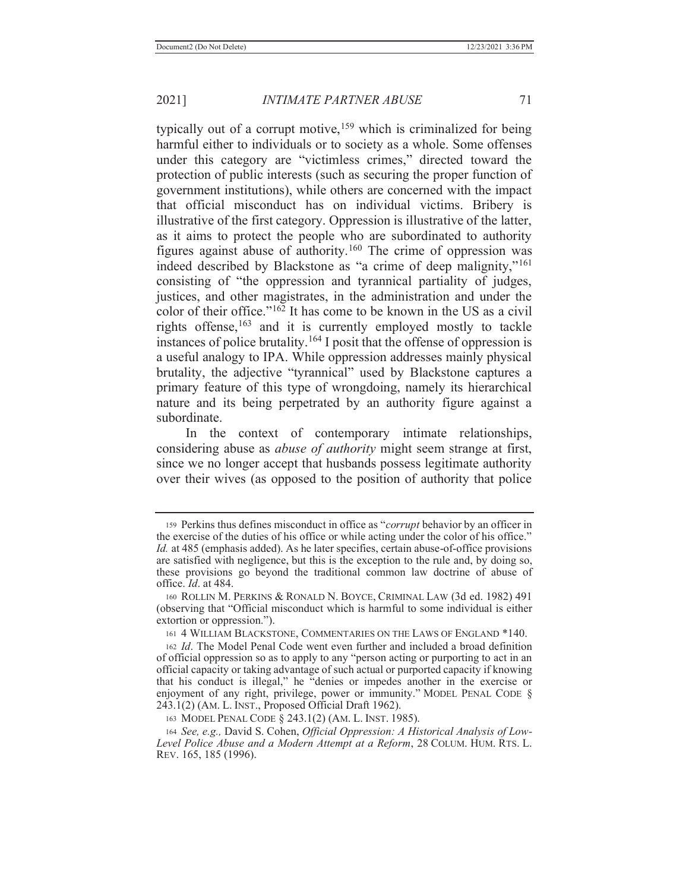typically out of a corrupt motive,[159] which is criminalized for being harmful either to individuals or to society as a whole. Some offenses under this category are "victimless crimes," directed toward the protection of public interests (such as securing the proper function of government institutions), while others are concerned with the impact that official misconduct has on individual victims. Bribery is illustrative of the first category. Oppression is illustrative of the latter, as it aims to protect the people who are subordinated to authority figures against abuse of authority.[160] The crime of oppression was indeed described by Blackstone as "a crime of deep malignity,"[161] consisting of "the oppression and tyrannical partiality of judges, justices, and other magistrates, in the administration and under the color of their office."[162] It has come to be known in the US as a civil rights offense,[163] and it is currently employed mostly to tackle instances of police brutality.[164] I posit that the offense of oppression is a useful analogy to IPA. While oppression addresses mainly physical brutality, the adjective "tyrannical" used by Blackstone captures a primary feature of this type of wrongdoing, namely its hierarchical nature and its being perpetrated by an authority figure against a subordinate.

In the context of contemporary intimate relationships, considering abuse as *abuse of authority* might seem strange at first, since we no longer accept that husbands possess legitimate authority over their wives (as opposed to the position of authority that police

---

159 Perkins thus defines misconduct in office as "*corrupt* behavior by an officer in the exercise of the duties of his office or while acting under the color of his office." *Id.* at 485 (emphasis added). As he later specifies, certain abuse-of-office provisions are satisfied with negligence, but this is the exception to the rule and, by doing so, these provisions go beyond the traditional common law doctrine of abuse of office. *Id*. at 484.

160 ROLLIN M. PERKINS & RONALD N. BOYCE, CRIMINAL LAW (3d ed. 1982) 491 (observing that "Official misconduct which is harmful to some individual is either extortion or oppression.").

161 4 WILLIAM BLACKSTONE, COMMENTARIES ON THE LAWS OF ENGLAND *140.

162 *Id*. The Model Penal Code went even further and included a broad definition of official oppression so as to apply to any "person acting or purporting to act in an official capacity or taking advantage of such actual or purported capacity if knowing that his conduct is illegal," he "denies or impedes another in the exercise or enjoyment of any right, privilege, power or immunity." MODEL PENAL CODE § 243.1(2) (AM. L. INST., Proposed Official Draft 1962).

163 MODEL PENAL CODE § 243.1(2) (AM. L. INST. 1985).

164 *See, e.g.,* David S. Cohen, *Official Oppression: A Historical Analysis of Low-Level Police Abuse and a Modern Attempt at a Reform*, 28 COLUM. HUM. RTS. L. REV. 165, 185 (1996).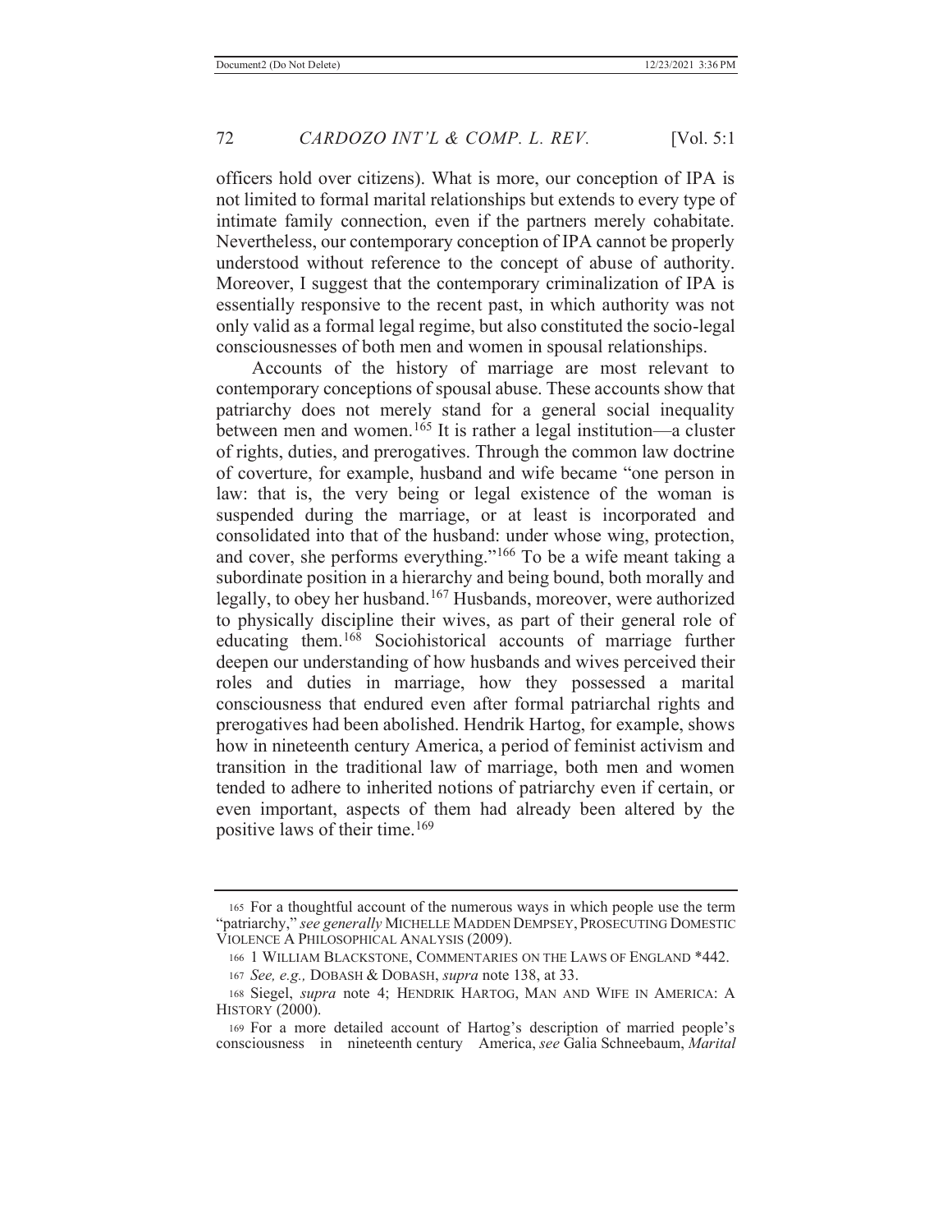officers hold over citizens). What is more, our conception of IPA is not limited to formal marital relationships but extends to every type of intimate family connection, even if the partners merely cohabitate. Nevertheless, our contemporary conception of IPA cannot be properly understood without reference to the concept of abuse of authority. Moreover, I suggest that the contemporary criminalization of IPA is essentially responsive to the recent past, in which authority was not only valid as a formal legal regime, but also constituted the socio-legal consciousnesses of both men and women in spousal relationships.

Accounts of the history of marriage are most relevant to contemporary conceptions of spousal abuse. These accounts show that patriarchy does not merely stand for a general social inequality between men and women.[165] It is rather a legal institution—a cluster of rights, duties, and prerogatives. Through the common law doctrine of coverture, for example, husband and wife became "one person in law: that is, the very being or legal existence of the woman is suspended during the marriage, or at least is incorporated and consolidated into that of the husband: under whose wing, protection, and cover, she performs everything."[166] To be a wife meant taking a subordinate position in a hierarchy and being bound, both morally and legally, to obey her husband.[167] Husbands, moreover, were authorized to physically discipline their wives, as part of their general role of educating them.[168] Sociohistorical accounts of marriage further deepen our understanding of how husbands and wives perceived their roles and duties in marriage, how they possessed a marital consciousness that endured even after formal patriarchal rights and prerogatives had been abolished. Hendrik Hartog, for example, shows how in nineteenth century America, a period of feminist activism and transition in the traditional law of marriage, both men and women tended to adhere to inherited notions of patriarchy even if certain, or even important, aspects of them had already been altered by the positive laws of their time.[169]

---

165 For a thoughtful account of the numerous ways in which people use the term "patriarchy," *see generally* MICHELLE MADDEN DEMPSEY, PROSECUTING DOMESTIC VIOLENCE A PHILOSOPHICAL ANALYSIS (2009).

166 1 WILLIAM BLACKSTONE, COMMENTARIES ON THE LAWS OF ENGLAND *442.

167 *See, e.g.,* DOBASH & DOBASH, *supra* note 138, at 33.

168 Siegel, *supra* note 4; HENDRIK HARTOG, MAN AND WIFE IN AMERICA: A HISTORY (2000).

169 For a more detailed account of Hartog's description of married people's consciousness in nineteenth century America, *see* Galia Schneebaum, *Marital*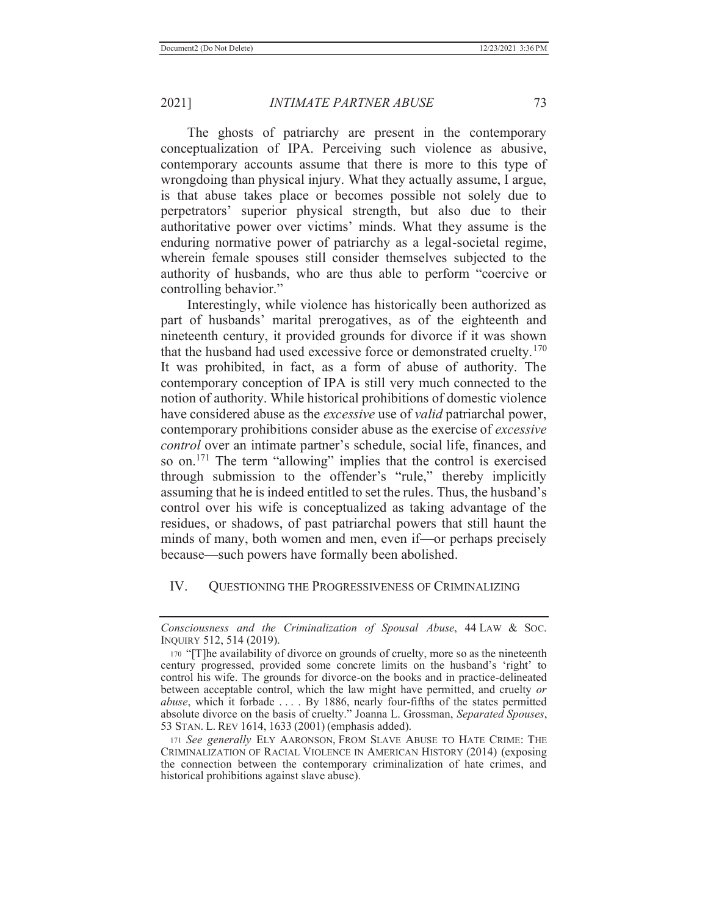The ghosts of patriarchy are present in the contemporary conceptualization of IPA. Perceiving such violence as abusive, contemporary accounts assume that there is more to this type of wrongdoing than physical injury. What they actually assume, I argue, is that abuse takes place or becomes possible not solely due to perpetrators' superior physical strength, but also due to their authoritative power over victims' minds. What they assume is the enduring normative power of patriarchy as a legal-societal regime, wherein female spouses still consider themselves subjected to the authority of husbands, who are thus able to perform "coercive or controlling behavior."

Interestingly, while violence has historically been authorized as part of husbands' marital prerogatives, as of the eighteenth and nineteenth century, it provided grounds for divorce if it was shown that the husband had used excessive force or demonstrated cruelty.[170] It was prohibited, in fact, as a form of abuse of authority. The contemporary conception of IPA is still very much connected to the notion of authority. While historical prohibitions of domestic violence have considered abuse as the *excessive* use of *valid* patriarchal power, contemporary prohibitions consider abuse as the exercise of *excessive control* over an intimate partner's schedule, social life, finances, and so on.[171] The term "allowing" implies that the control is exercised through submission to the offender's "rule," thereby implicitly assuming that he is indeed entitled to set the rules. Thus, the husband's control over his wife is conceptualized as taking advantage of the residues, or shadows, of past patriarchal powers that still haunt the minds of many, both women and men, even if—or perhaps precisely because—such powers have formally been abolished.

## IV. QUESTIONING THE PROGRESSIVENESS OF CRIMINALIZING

---

*Consciousness and the Criminalization of Spousal Abuse*, 44 LAW & SOC. INQUIRY 512, 514 (2019).

170 "[T]he availability of divorce on grounds of cruelty, more so as the nineteenth century progressed, provided some concrete limits on the husband's 'right' to control his wife. The grounds for divorce-on the books and in practice-delineated between acceptable control, which the law might have permitted, and cruelty *or abuse*, which it forbade . . . . By 1886, nearly four-fifths of the states permitted absolute divorce on the basis of cruelty." Joanna L. Grossman, *Separated Spouses*, 53 STAN. L. REV 1614, 1633 (2001) (emphasis added).

171 *See generally* ELY AARONSON, FROM SLAVE ABUSE TO HATE CRIME: THE CRIMINALIZATION OF RACIAL VIOLENCE IN AMERICAN HISTORY (2014) (exposing the connection between the contemporary criminalization of hate crimes, and historical prohibitions against slave abuse).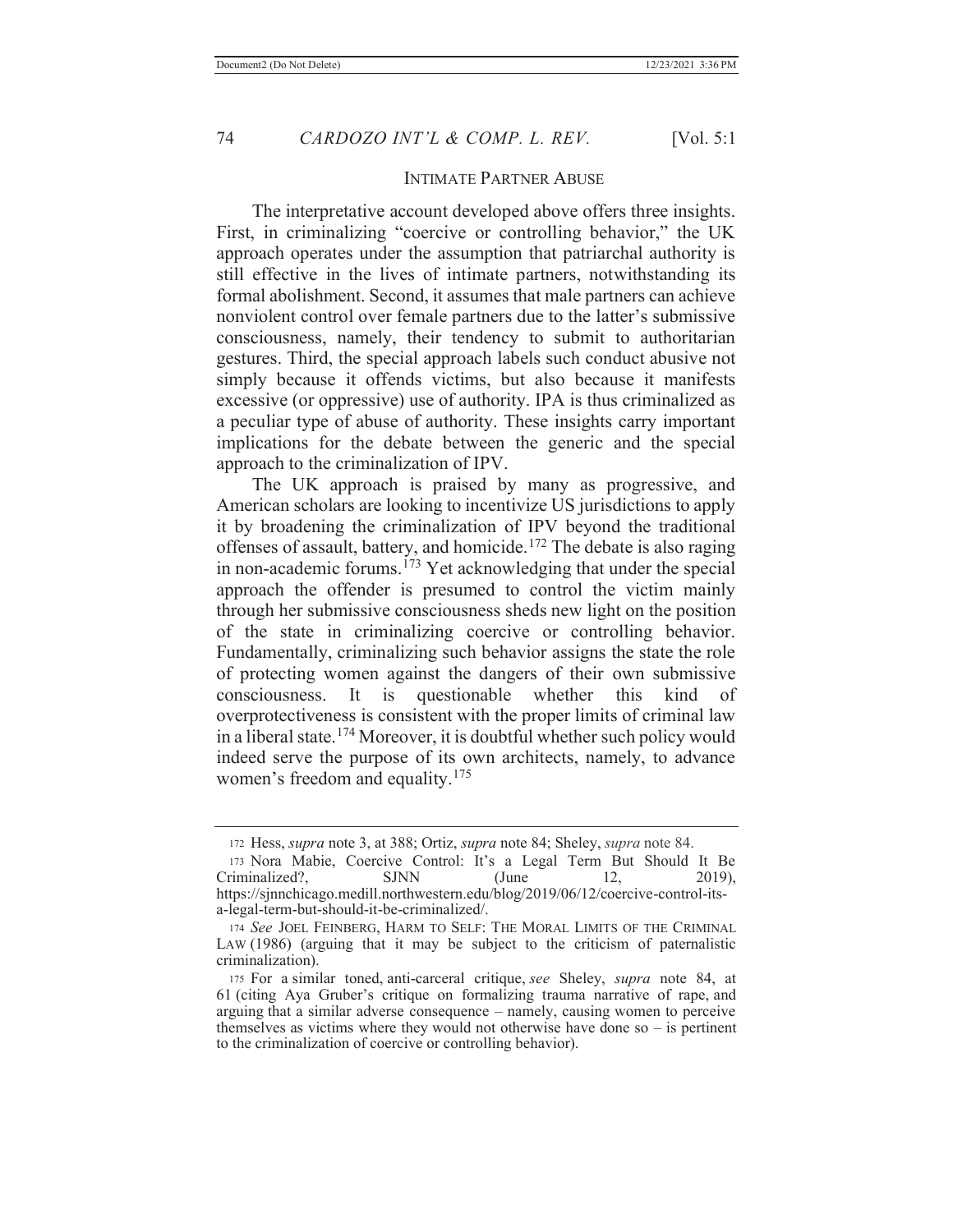INTIMATE PARTNER ABUSE

The interpretative account developed above offers three insights. First, in criminalizing "coercive or controlling behavior," the UK approach operates under the assumption that patriarchal authority is still effective in the lives of intimate partners, notwithstanding its formal abolishment. Second, it assumes that male partners can achieve nonviolent control over female partners due to the latter's submissive consciousness, namely, their tendency to submit to authoritarian gestures. Third, the special approach labels such conduct abusive not simply because it offends victims, but also because it manifests excessive (or oppressive) use of authority. IPA is thus criminalized as a peculiar type of abuse of authority. These insights carry important implications for the debate between the generic and the special approach to the criminalization of IPV.

The UK approach is praised by many as progressive, and American scholars are looking to incentivize US jurisdictions to apply it by broadening the criminalization of IPV beyond the traditional offenses of assault, battery, and homicide.[172] The debate is also raging in non-academic forums.[173] Yet acknowledging that under the special approach the offender is presumed to control the victim mainly through her submissive consciousness sheds new light on the position of the state in criminalizing coercive or controlling behavior. Fundamentally, criminalizing such behavior assigns the state the role of protecting women against the dangers of their own submissive consciousness. It is questionable whether this kind of overprotectiveness is consistent with the proper limits of criminal law in a liberal state.[174] Moreover, it is doubtful whether such policy would indeed serve the purpose of its own architects, namely, to advance women's freedom and equality.[175]

---

172 Hess, *supra* note 3, at 388; Ortiz, *supra* note 84; Sheley, *supra* note 84.

173 Nora Mabie, Coercive Control: It's a Legal Term But Should It Be Criminalized?, SJNN (June 12, 2019), https://sjnnchicago.medill.northwestern.edu/blog/2019/06/12/coercive-control-its-a-legal-term-but-should-it-be-criminalized/.

174 *See* JOEL FEINBERG, HARM TO SELF: THE MORAL LIMITS OF THE CRIMINAL LAW (1986) (arguing that it may be subject to the criticism of paternalistic criminalization).

175 For a similar toned, anti-carceral critique, *see* Sheley, *supra* note 84, at 61 (citing Aya Gruber's critique on formalizing trauma narrative of rape, and arguing that a similar adverse consequence – namely, causing women to perceive themselves as victims where they would not otherwise have done so – is pertinent to the criminalization of coercive or controlling behavior).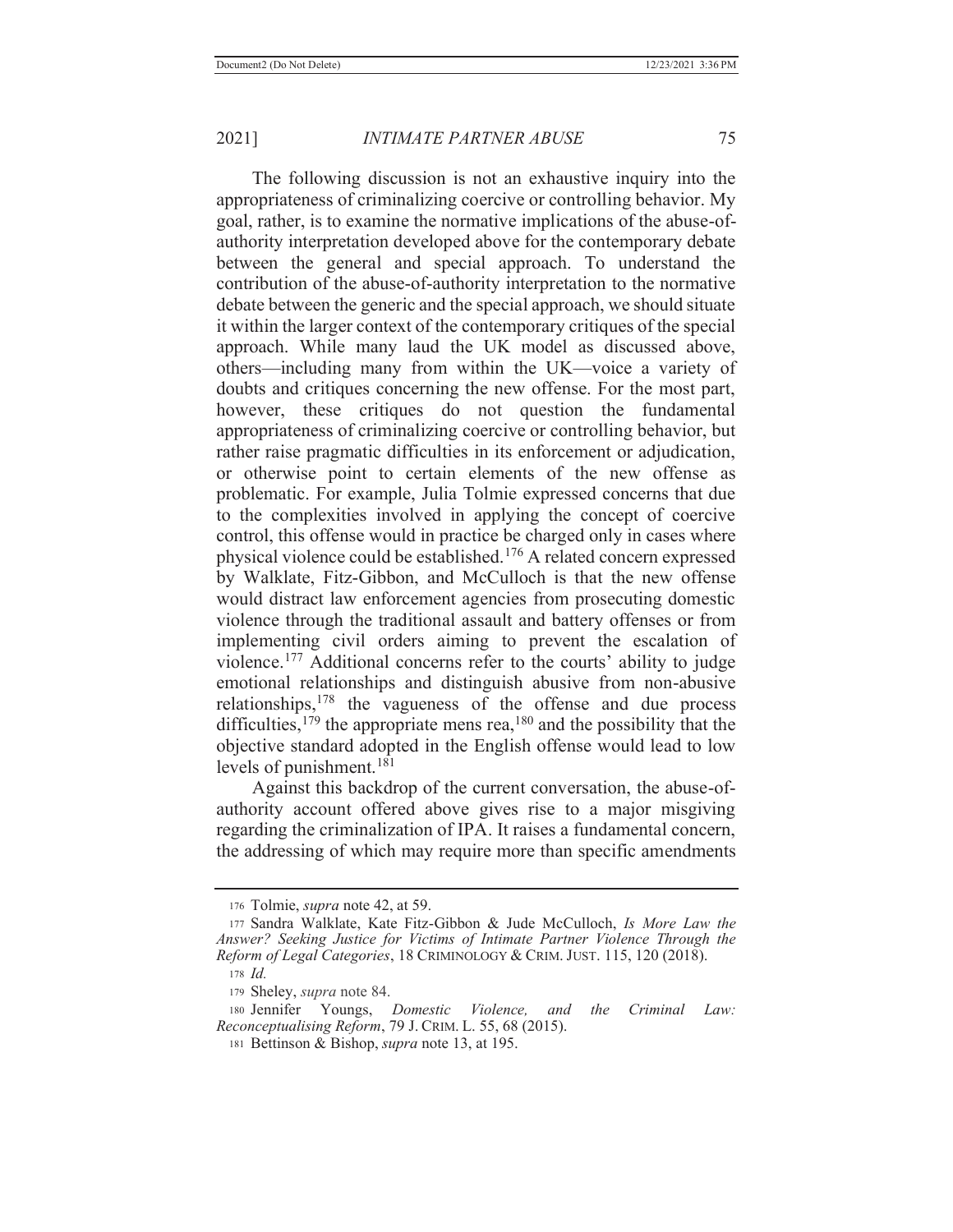The following discussion is not an exhaustive inquiry into the appropriateness of criminalizing coercive or controlling behavior. My goal, rather, is to examine the normative implications of the abuse-of-authority interpretation developed above for the contemporary debate between the general and special approach. To understand the contribution of the abuse-of-authority interpretation to the normative debate between the generic and the special approach, we should situate it within the larger context of the contemporary critiques of the special approach. While many laud the UK model as discussed above, others—including many from within the UK—voice a variety of doubts and critiques concerning the new offense. For the most part, however, these critiques do not question the fundamental appropriateness of criminalizing coercive or controlling behavior, but rather raise pragmatic difficulties in its enforcement or adjudication, or otherwise point to certain elements of the new offense as problematic. For example, Julia Tolmie expressed concerns that due to the complexities involved in applying the concept of coercive control, this offense would in practice be charged only in cases where physical violence could be established.[176] A related concern expressed by Walklate, Fitz-Gibbon, and McCulloch is that the new offense would distract law enforcement agencies from prosecuting domestic violence through the traditional assault and battery offenses or from implementing civil orders aiming to prevent the escalation of violence.[177] Additional concerns refer to the courts' ability to judge emotional relationships and distinguish abusive from non-abusive relationships,[178] the vagueness of the offense and due process difficulties,[179] the appropriate mens rea,[180] and the possibility that the objective standard adopted in the English offense would lead to low levels of punishment.[181]

Against this backdrop of the current conversation, the abuse-of-authority account offered above gives rise to a major misgiving regarding the criminalization of IPA. It raises a fundamental concern, the addressing of which may require more than specific amendments

---

176 Tolmie, *supra* note 42, at 59.

177 Sandra Walklate, Kate Fitz-Gibbon & Jude McCulloch, *Is More Law the Answer? Seeking Justice for Victims of Intimate Partner Violence Through the Reform of Legal Categories*, 18 CRIMINOLOGY & CRIM. JUST. 115, 120 (2018).

178 *Id.*

179 Sheley, *supra* note 84.

180 Jennifer Youngs, *Domestic Violence, and the Criminal Law: Reconceptualising Reform*, 79 J. CRIM. L. 55, 68 (2015).

181 Bettinson & Bishop, *supra* note 13, at 195.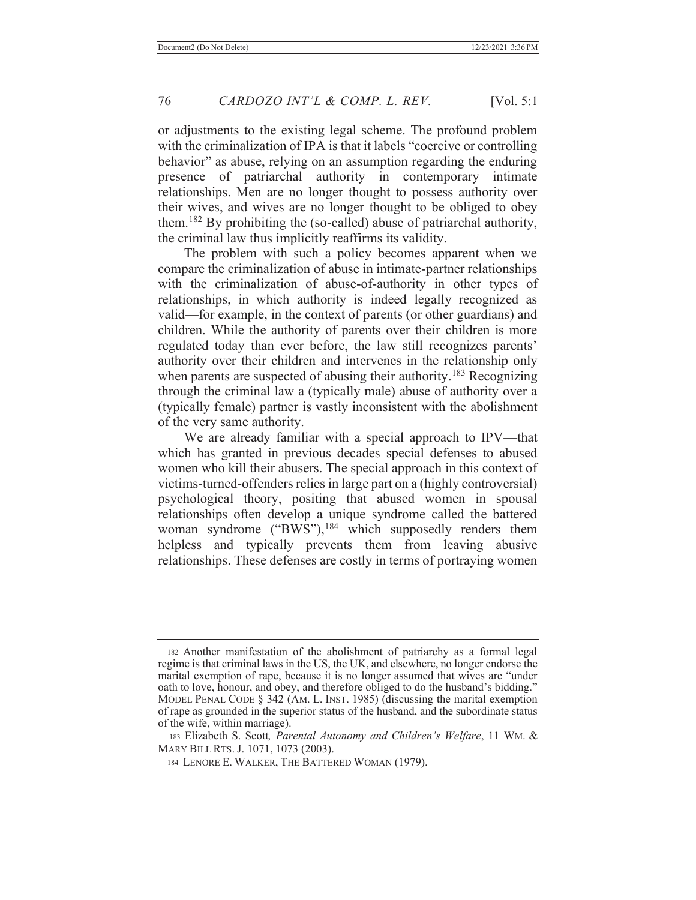or adjustments to the existing legal scheme. The profound problem with the criminalization of IPA is that it labels "coercive or controlling behavior" as abuse, relying on an assumption regarding the enduring presence of patriarchal authority in contemporary intimate relationships. Men are no longer thought to possess authority over their wives, and wives are no longer thought to be obliged to obey them.[182] By prohibiting the (so-called) abuse of patriarchal authority, the criminal law thus implicitly reaffirms its validity.

The problem with such a policy becomes apparent when we compare the criminalization of abuse in intimate-partner relationships with the criminalization of abuse-of-authority in other types of relationships, in which authority is indeed legally recognized as valid—for example, in the context of parents (or other guardians) and children. While the authority of parents over their children is more regulated today than ever before, the law still recognizes parents' authority over their children and intervenes in the relationship only when parents are suspected of abusing their authority.[183] Recognizing through the criminal law a (typically male) abuse of authority over a (typically female) partner is vastly inconsistent with the abolishment of the very same authority.

We are already familiar with a special approach to IPV—that which has granted in previous decades special defenses to abused women who kill their abusers. The special approach in this context of victims-turned-offenders relies in large part on a (highly controversial) psychological theory, positing that abused women in spousal relationships often develop a unique syndrome called the battered woman syndrome ("BWS"),[184] which supposedly renders them helpless and typically prevents them from leaving abusive relationships. These defenses are costly in terms of portraying women

---

[182] Another manifestation of the abolishment of patriarchy as a formal legal regime is that criminal laws in the US, the UK, and elsewhere, no longer endorse the marital exemption of rape, because it is no longer assumed that wives are "under oath to love, honour, and obey, and therefore obliged to do the husband's bidding." MODEL PENAL CODE § 342 (AM. L. INST. 1985) (discussing the marital exemption of rape as grounded in the superior status of the husband, and the subordinate status of the wife, within marriage).

[183] Elizabeth S. Scott, *Parental Autonomy and Children's Welfare*, 11 WM. & MARY BILL RTS. J. 1071, 1073 (2003).

[184] LENORE E. WALKER, THE BATTERED WOMAN (1979).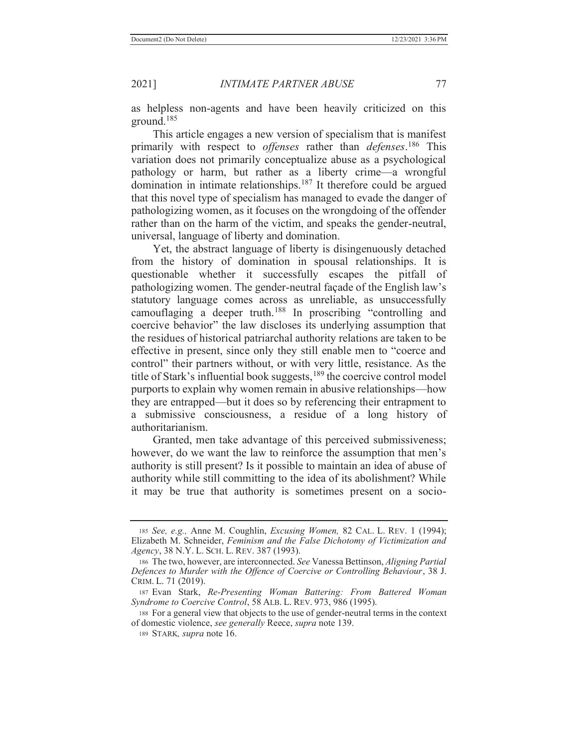as helpless non-agents and have been heavily criticized on this ground.[185]

This article engages a new version of specialism that is manifest primarily with respect to *offenses* rather than *defenses*.[186] This variation does not primarily conceptualize abuse as a psychological pathology or harm, but rather as a liberty crime—a wrongful domination in intimate relationships.[187] It therefore could be argued that this novel type of specialism has managed to evade the danger of pathologizing women, as it focuses on the wrongdoing of the offender rather than on the harm of the victim, and speaks the gender-neutral, universal, language of liberty and domination.

Yet, the abstract language of liberty is disingenuously detached from the history of domination in spousal relationships. It is questionable whether it successfully escapes the pitfall of pathologizing women. The gender-neutral façade of the English law's statutory language comes across as unreliable, as unsuccessfully camouflaging a deeper truth.[188] In proscribing "controlling and coercive behavior" the law discloses its underlying assumption that the residues of historical patriarchal authority relations are taken to be effective in present, since only they still enable men to "coerce and control" their partners without, or with very little, resistance. As the title of Stark's influential book suggests,[189] the coercive control model purports to explain why women remain in abusive relationships—how they are entrapped—but it does so by referencing their entrapment to a submissive consciousness, a residue of a long history of authoritarianism.

Granted, men take advantage of this perceived submissiveness; however, do we want the law to reinforce the assumption that men's authority is still present? Is it possible to maintain an idea of abuse of authority while still committing to the idea of its abolishment? While it may be true that authority is sometimes present on a socio-

---

185 *See, e.g.,* Anne M. Coughlin, *Excusing Women,* 82 CAL. L. REV. 1 (1994); Elizabeth M. Schneider, *Feminism and the False Dichotomy of Victimization and Agency*, 38 N.Y. L. SCH. L. REV. 387 (1993).

186 The two, however, are interconnected. *See* Vanessa Bettinson, *Aligning Partial Defences to Murder with the Offence of Coercive or Controlling Behaviour*, 38 J. CRIM. L. 71 (2019).

187 Evan Stark, *Re-Presenting Woman Battering: From Battered Woman Syndrome to Coercive Control*, 58 ALB. L. REV. 973, 986 (1995).

188 For a general view that objects to the use of gender-neutral terms in the context of domestic violence, *see generally* Reece, *supra* note 139.

189 STARK, *supra* note 16.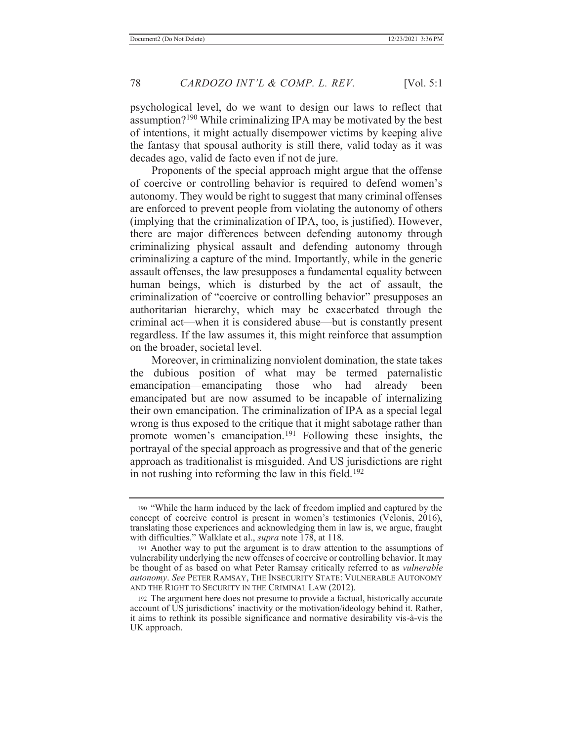psychological level, do we want to design our laws to reflect that assumption?[190] While criminalizing IPA may be motivated by the best of intentions, it might actually disempower victims by keeping alive the fantasy that spousal authority is still there, valid today as it was decades ago, valid de facto even if not de jure.

Proponents of the special approach might argue that the offense of coercive or controlling behavior is required to defend women's autonomy. They would be right to suggest that many criminal offenses are enforced to prevent people from violating the autonomy of others (implying that the criminalization of IPA, too, is justified). However, there are major differences between defending autonomy through criminalizing physical assault and defending autonomy through criminalizing a capture of the mind. Importantly, while in the generic assault offenses, the law presupposes a fundamental equality between human beings, which is disturbed by the act of assault, the criminalization of "coercive or controlling behavior" presupposes an authoritarian hierarchy, which may be exacerbated through the criminal act—when it is considered abuse—but is constantly present regardless. If the law assumes it, this might reinforce that assumption on the broader, societal level.

Moreover, in criminalizing nonviolent domination, the state takes the dubious position of what may be termed paternalistic emancipation—emancipating those who had already been emancipated but are now assumed to be incapable of internalizing their own emancipation. The criminalization of IPA as a special legal wrong is thus exposed to the critique that it might sabotage rather than promote women's emancipation.[191] Following these insights, the portrayal of the special approach as progressive and that of the generic approach as traditionalist is misguided. And US jurisdictions are right in not rushing into reforming the law in this field.[192]

---

190 "While the harm induced by the lack of freedom implied and captured by the concept of coercive control is present in women's testimonies (Velonis, 2016), translating those experiences and acknowledging them in law is, we argue, fraught with difficulties." Walklate et al., *supra* note 178, at 118.

191 Another way to put the argument is to draw attention to the assumptions of vulnerability underlying the new offenses of coercive or controlling behavior. It may be thought of as based on what Peter Ramsay critically referred to as *vulnerable autonomy*. *See* PETER RAMSAY, THE INSECURITY STATE: VULNERABLE AUTONOMY AND THE RIGHT TO SECURITY IN THE CRIMINAL LAW (2012).

192 The argument here does not presume to provide a factual, historically accurate account of US jurisdictions' inactivity or the motivation/ideology behind it. Rather, it aims to rethink its possible significance and normative desirability vis-à-vis the UK approach.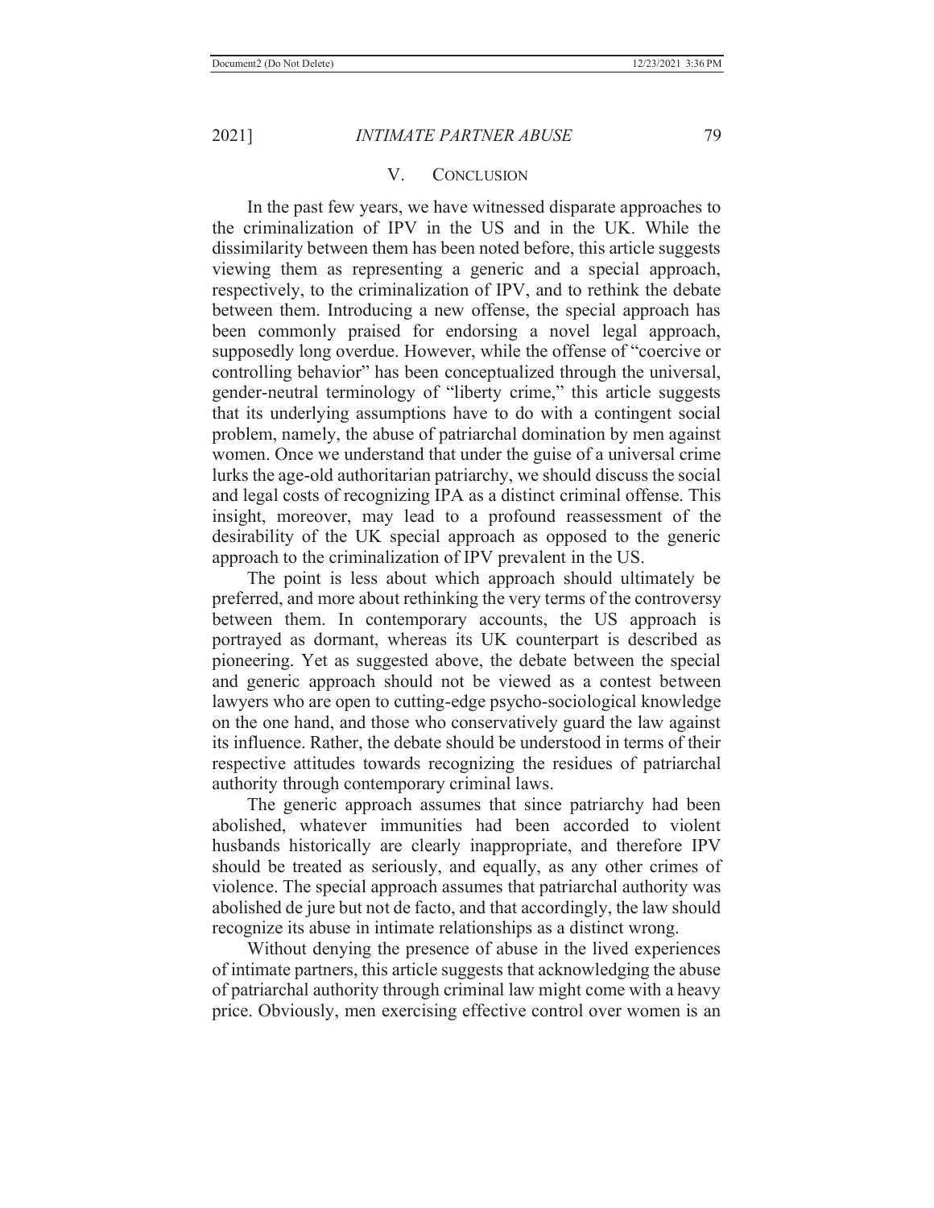## V. CONCLUSION

In the past few years, we have witnessed disparate approaches to the criminalization of IPV in the US and in the UK. While the dissimilarity between them has been noted before, this article suggests viewing them as representing a generic and a special approach, respectively, to the criminalization of IPV, and to rethink the debate between them. Introducing a new offense, the special approach has been commonly praised for endorsing a novel legal approach, supposedly long overdue. However, while the offense of "coercive or controlling behavior" has been conceptualized through the universal, gender-neutral terminology of "liberty crime," this article suggests that its underlying assumptions have to do with a contingent social problem, namely, the abuse of patriarchal domination by men against women. Once we understand that under the guise of a universal crime lurks the age-old authoritarian patriarchy, we should discuss the social and legal costs of recognizing IPA as a distinct criminal offense. This insight, moreover, may lead to a profound reassessment of the desirability of the UK special approach as opposed to the generic approach to the criminalization of IPV prevalent in the US.

The point is less about which approach should ultimately be preferred, and more about rethinking the very terms of the controversy between them. In contemporary accounts, the US approach is portrayed as dormant, whereas its UK counterpart is described as pioneering. Yet as suggested above, the debate between the special and generic approach should not be viewed as a contest between lawyers who are open to cutting-edge psycho-sociological knowledge on the one hand, and those who conservatively guard the law against its influence. Rather, the debate should be understood in terms of their respective attitudes towards recognizing the residues of patriarchal authority through contemporary criminal laws.

The generic approach assumes that since patriarchy had been abolished, whatever immunities had been accorded to violent husbands historically are clearly inappropriate, and therefore IPV should be treated as seriously, and equally, as any other crimes of violence. The special approach assumes that patriarchal authority was abolished de jure but not de facto, and that accordingly, the law should recognize its abuse in intimate relationships as a distinct wrong.

Without denying the presence of abuse in the lived experiences of intimate partners, this article suggests that acknowledging the abuse of patriarchal authority through criminal law might come with a heavy price. Obviously, men exercising effective control over women is an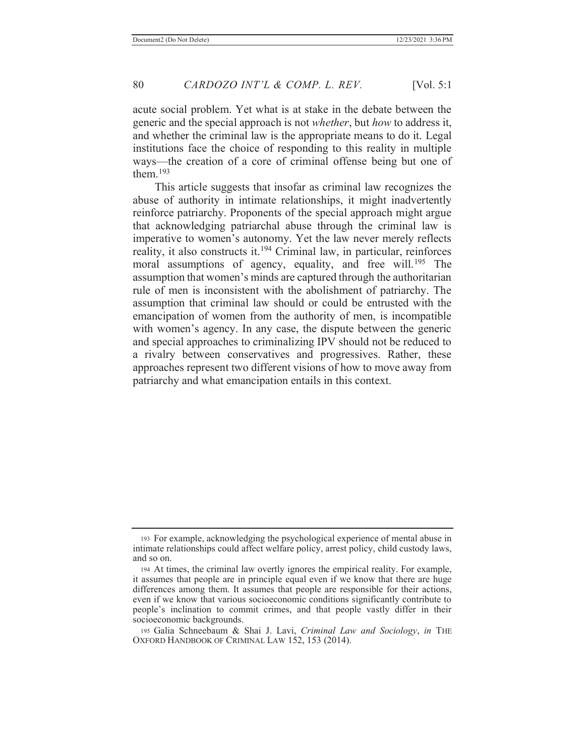acute social problem. Yet what is at stake in the debate between the generic and the special approach is not *whether*, but *how* to address it, and whether the criminal law is the appropriate means to do it. Legal institutions face the choice of responding to this reality in multiple ways—the creation of a core of criminal offense being but one of them.[193]

This article suggests that insofar as criminal law recognizes the abuse of authority in intimate relationships, it might inadvertently reinforce patriarchy. Proponents of the special approach might argue that acknowledging patriarchal abuse through the criminal law is imperative to women's autonomy. Yet the law never merely reflects reality, it also constructs it.[194] Criminal law, in particular, reinforces moral assumptions of agency, equality, and free will.[195] The assumption that women's minds are captured through the authoritarian rule of men is inconsistent with the abolishment of patriarchy. The assumption that criminal law should or could be entrusted with the emancipation of women from the authority of men, is incompatible with women's agency. In any case, the dispute between the generic and special approaches to criminalizing IPV should not be reduced to a rivalry between conservatives and progressives. Rather, these approaches represent two different visions of how to move away from patriarchy and what emancipation entails in this context.

---

193 For example, acknowledging the psychological experience of mental abuse in intimate relationships could affect welfare policy, arrest policy, child custody laws, and so on.

194 At times, the criminal law overtly ignores the empirical reality. For example, it assumes that people are in principle equal even if we know that there are huge differences among them. It assumes that people are responsible for their actions, even if we know that various socioeconomic conditions significantly contribute to people's inclination to commit crimes, and that people vastly differ in their socioeconomic backgrounds.

195 Galia Schneebaum & Shai J. Lavi, *Criminal Law and Sociology*, *in* THE OXFORD HANDBOOK OF CRIMINAL LAW 152, 153 (2014).